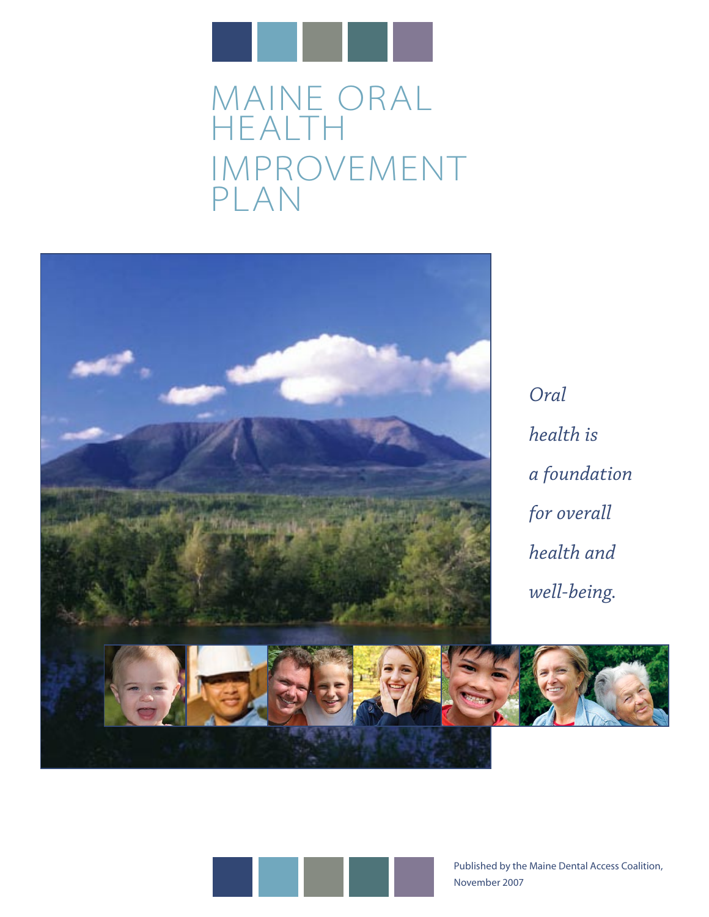# MAINE ORAL HEALTH IMPROVEMENT PLAN

*Oral health is a foundation for overall health and well-being.*

Published by the Maine Dental Access Coalition, November 2007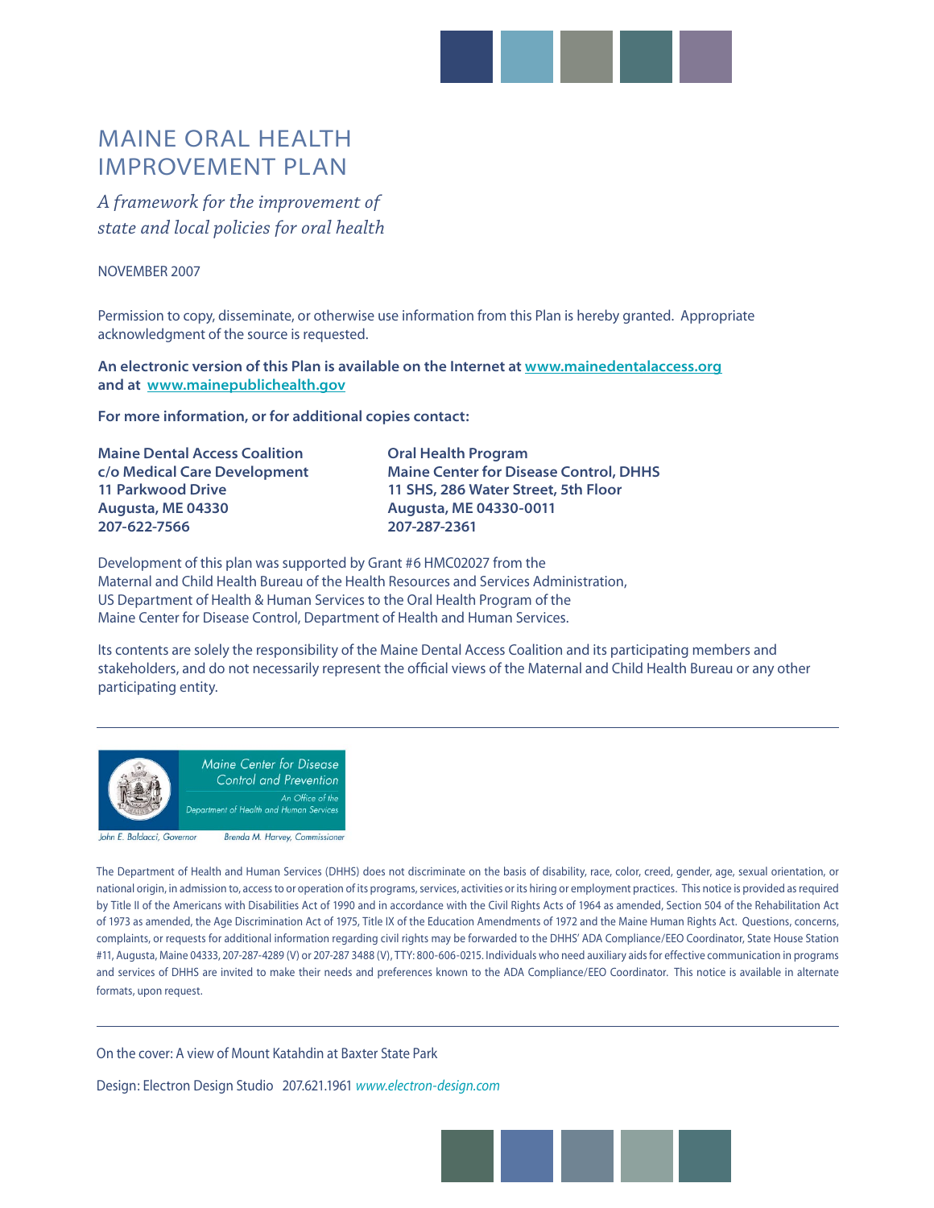# MAINE ORAL HEALTH IMPROVEMENT PLAN

*A framework for the improvement of state and local policies for oral health*

NOVEMBER 2007

Permission to copy, disseminate, or otherwise use information from this Plan is hereby granted. Appropriate acknowledgment of the source is requested.

**An electronic version of this Plan is available on the Internet at www.mainedentalaccess.org and at www.mainepublichealth.gov**

**For more information, or for additional copies contact:**

**Maine Dental Access Coalition**
**c/o Medical Care Development**
**11 Parkwood Drive**
**Augusta, ME 04330**
**207-622-7566**

**Oral Health Program**
**Maine Center for Disease Control, DHHS**
**11 SHS, 286 Water Street, 5th Floor**
**Augusta, ME 04330-0011**
**207-287-2361**

Development of this plan was supported by Grant #6 HMC02027 from the Maternal and Child Health Bureau of the Health Resources and Services Administration, US Department of Health & Human Services to the Oral Health Program of the Maine Center for Disease Control, Department of Health and Human Services.

Its contents are solely the responsibility of the Maine Dental Access Coalition and its participating members and stakeholders, and do not necessarily represent the official views of the Maternal and Child Health Bureau or any other participating entity.

---

*Maine Center for Disease Control and Prevention*
*An Office of the Department of Health and Human Services*

*John E. Baldacci, Governor* — *Brenda M. Harvey, Commissioner*

The Department of Health and Human Services (DHHS) does not discriminate on the basis of disability, race, color, creed, gender, age, sexual orientation, or national origin, in admission to, access to or operation of its programs, services, activities or its hiring or employment practices. This notice is provided as required by Title II of the Americans with Disabilities Act of 1990 and in accordance with the Civil Rights Acts of 1964 as amended, Section 504 of the Rehabilitation Act of 1973 as amended, the Age Discrimination Act of 1975, Title IX of the Education Amendments of 1972 and the Maine Human Rights Act. Questions, concerns, complaints, or requests for additional information regarding civil rights may be forwarded to the DHHS' ADA Compliance/EEO Coordinator, State House Station #11, Augusta, Maine 04333, 207-287-4289 (V) or 207-287 3488 (V), TTY: 800-606-0215. Individuals who need auxiliary aids for effective communication in programs and services of DHHS are invited to make their needs and preferences known to the ADA Compliance/EEO Coordinator. This notice is available in alternate formats, upon request.

---

On the cover: A view of Mount Katahdin at Baxter State Park

Design: Electron Design Studio 207.621.1961 *www.electron-design.com*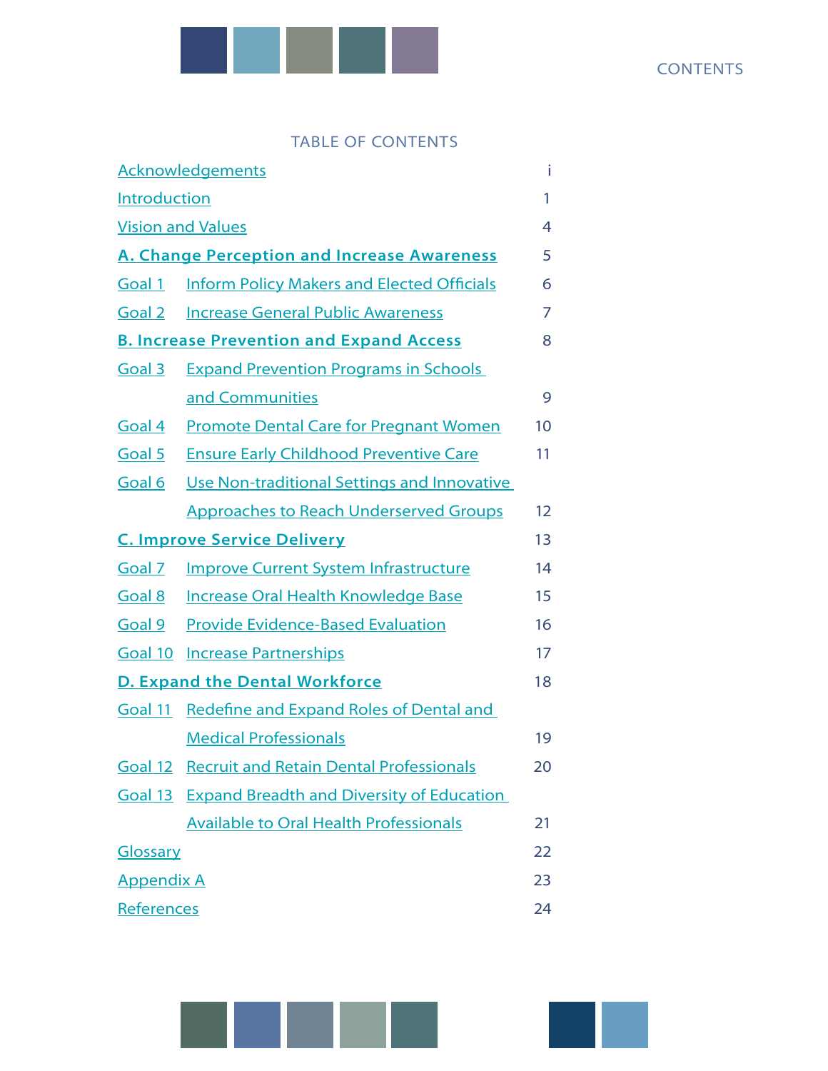# TABLE OF CONTENTS

| | | |
|---|---|---|
| Acknowledgements | | i |
| Introduction | | 1 |
| Vision and Values | | 4 |
| **A. Change Perception and Increase Awareness** | | 5 |
| Goal 1 | Inform Policy Makers and Elected Officials | 6 |
| Goal 2 | Increase General Public Awareness | 7 |
| **B. Increase Prevention and Expand Access** | | 8 |
| Goal 3 | Expand Prevention Programs in Schools and Communities | 9 |
| Goal 4 | Promote Dental Care for Pregnant Women | 10 |
| Goal 5 | Ensure Early Childhood Preventive Care | 11 |
| Goal 6 | Use Non-traditional Settings and Innovative Approaches to Reach Underserved Groups | 12 |
| **C. Improve Service Delivery** | | 13 |
| Goal 7 | Improve Current System Infrastructure | 14 |
| Goal 8 | Increase Oral Health Knowledge Base | 15 |
| Goal 9 | Provide Evidence-Based Evaluation | 16 |
| Goal 10 | Increase Partnerships | 17 |
| **D. Expand the Dental Workforce** | | 18 |
| Goal 11 | Redefine and Expand Roles of Dental and Medical Professionals | 19 |
| Goal 12 | Recruit and Retain Dental Professionals | 20 |
| Goal 13 | Expand Breadth and Diversity of Education Available to Oral Health Professionals | 21 |
| Glossary | | 22 |
| Appendix A | | 23 |
| References | | 24 |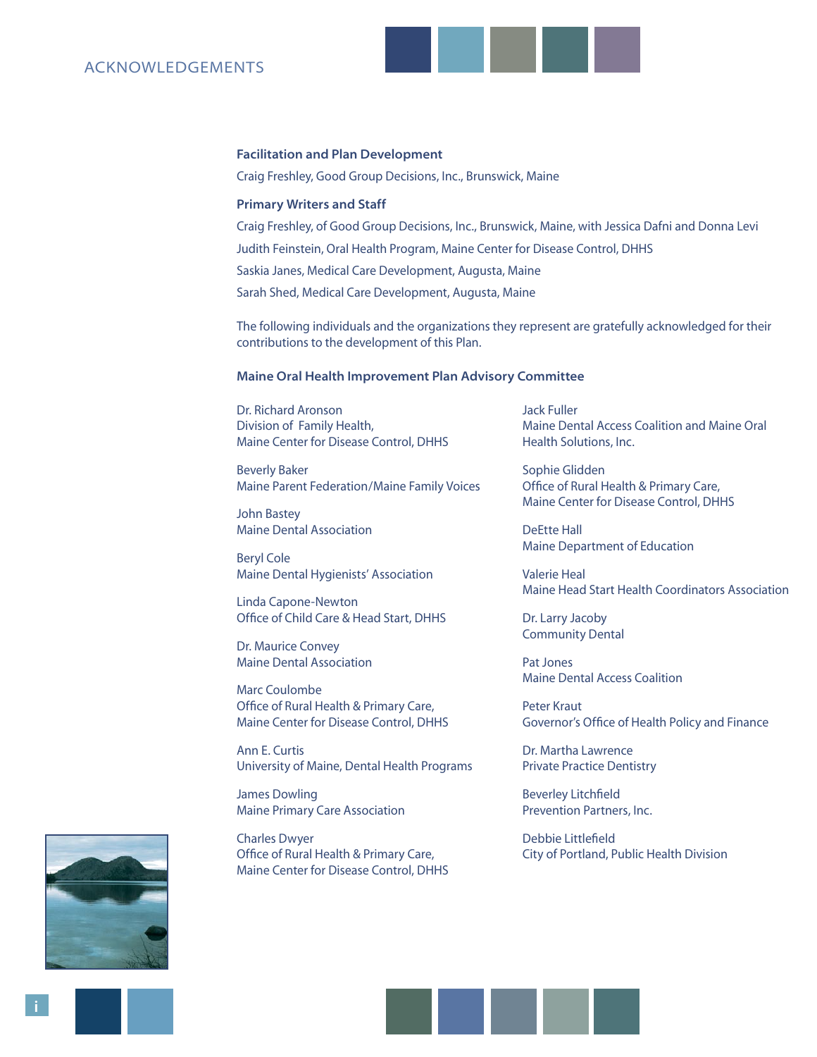# ACKNOWLEDGEMENTS

**Facilitation and Plan Development**

Craig Freshley, Good Group Decisions, Inc., Brunswick, Maine

**Primary Writers and Staff**

Craig Freshley, of Good Group Decisions, Inc., Brunswick, Maine, with Jessica Dafni and Donna Levi

Judith Feinstein, Oral Health Program, Maine Center for Disease Control, DHHS

Saskia Janes, Medical Care Development, Augusta, Maine

Sarah Shed, Medical Care Development, Augusta, Maine

The following individuals and the organizations they represent are gratefully acknowledged for their contributions to the development of this Plan.

**Maine Oral Health Improvement Plan Advisory Committee**

Dr. Richard Aronson
Division of Family Health,
Maine Center for Disease Control, DHHS

Beverly Baker
Maine Parent Federation/Maine Family Voices

John Bastey
Maine Dental Association

Beryl Cole
Maine Dental Hygienists' Association

Linda Capone-Newton
Office of Child Care & Head Start, DHHS

Dr. Maurice Convey
Maine Dental Association

Marc Coulombe
Office of Rural Health & Primary Care,
Maine Center for Disease Control, DHHS

Ann E. Curtis
University of Maine, Dental Health Programs

James Dowling
Maine Primary Care Association

Charles Dwyer
Office of Rural Health & Primary Care,
Maine Center for Disease Control, DHHS

Jack Fuller
Maine Dental Access Coalition and Maine Oral Health Solutions, Inc.

Sophie Glidden
Office of Rural Health & Primary Care,
Maine Center for Disease Control, DHHS

DeEtte Hall
Maine Department of Education

Valerie Heal
Maine Head Start Health Coordinators Association

Dr. Larry Jacoby
Community Dental

Pat Jones
Maine Dental Access Coalition

Peter Kraut
Governor's Office of Health Policy and Finance

Dr. Martha Lawrence
Private Practice Dentistry

Beverley Litchfield
Prevention Partners, Inc.

Debbie Littlefield
City of Portland, Public Health Division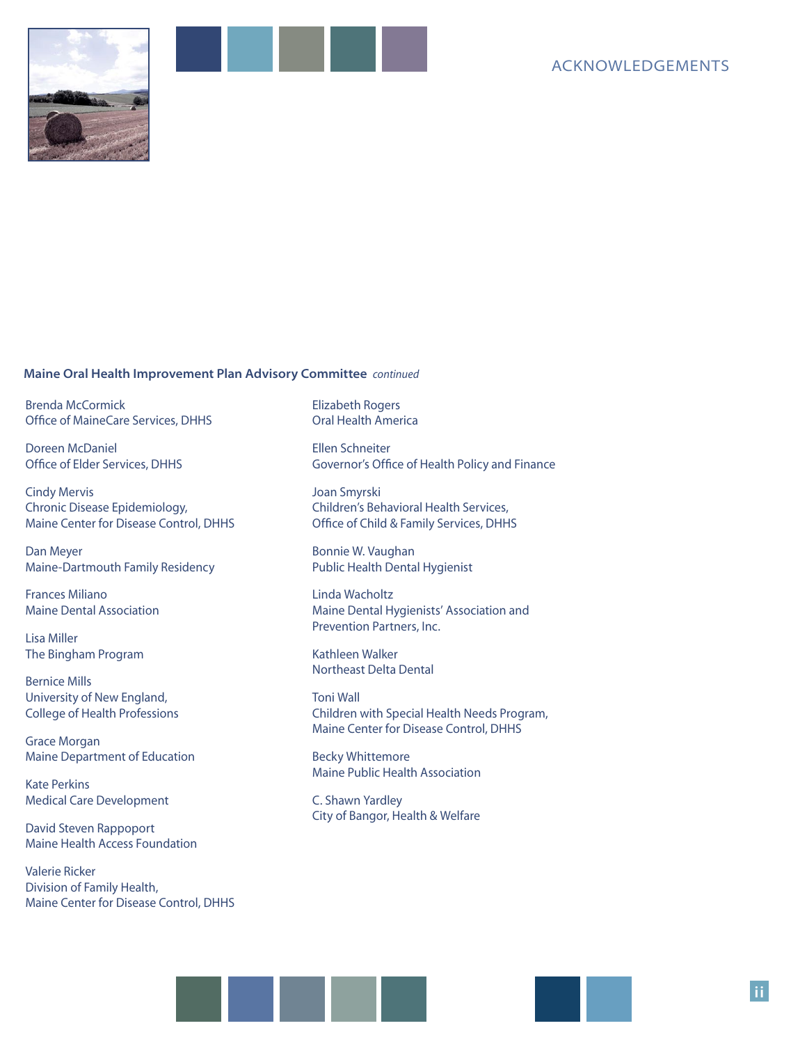## ACKNOWLEDGEMENTS

**Maine Oral Health Improvement Plan Advisory Committee** *continued*

Brenda McCormick
Office of MaineCare Services, DHHS

Doreen McDaniel
Office of Elder Services, DHHS

Cindy Mervis
Chronic Disease Epidemiology,
Maine Center for Disease Control, DHHS

Dan Meyer
Maine-Dartmouth Family Residency

Frances Miliano
Maine Dental Association

Lisa Miller
The Bingham Program

Bernice Mills
University of New England,
College of Health Professions

Grace Morgan
Maine Department of Education

Kate Perkins
Medical Care Development

David Steven Rappoport
Maine Health Access Foundation

Valerie Ricker
Division of Family Health,
Maine Center for Disease Control, DHHS

Elizabeth Rogers
Oral Health America

Ellen Schneiter
Governor's Office of Health Policy and Finance

Joan Smyrski
Children's Behavioral Health Services,
Office of Child & Family Services, DHHS

Bonnie W. Vaughan
Public Health Dental Hygienist

Linda Wacholtz
Maine Dental Hygienists' Association and
Prevention Partners, Inc.

Kathleen Walker
Northeast Delta Dental

Toni Wall
Children with Special Health Needs Program,
Maine Center for Disease Control, DHHS

Becky Whittemore
Maine Public Health Association

C. Shawn Yardley
City of Bangor, Health & Welfare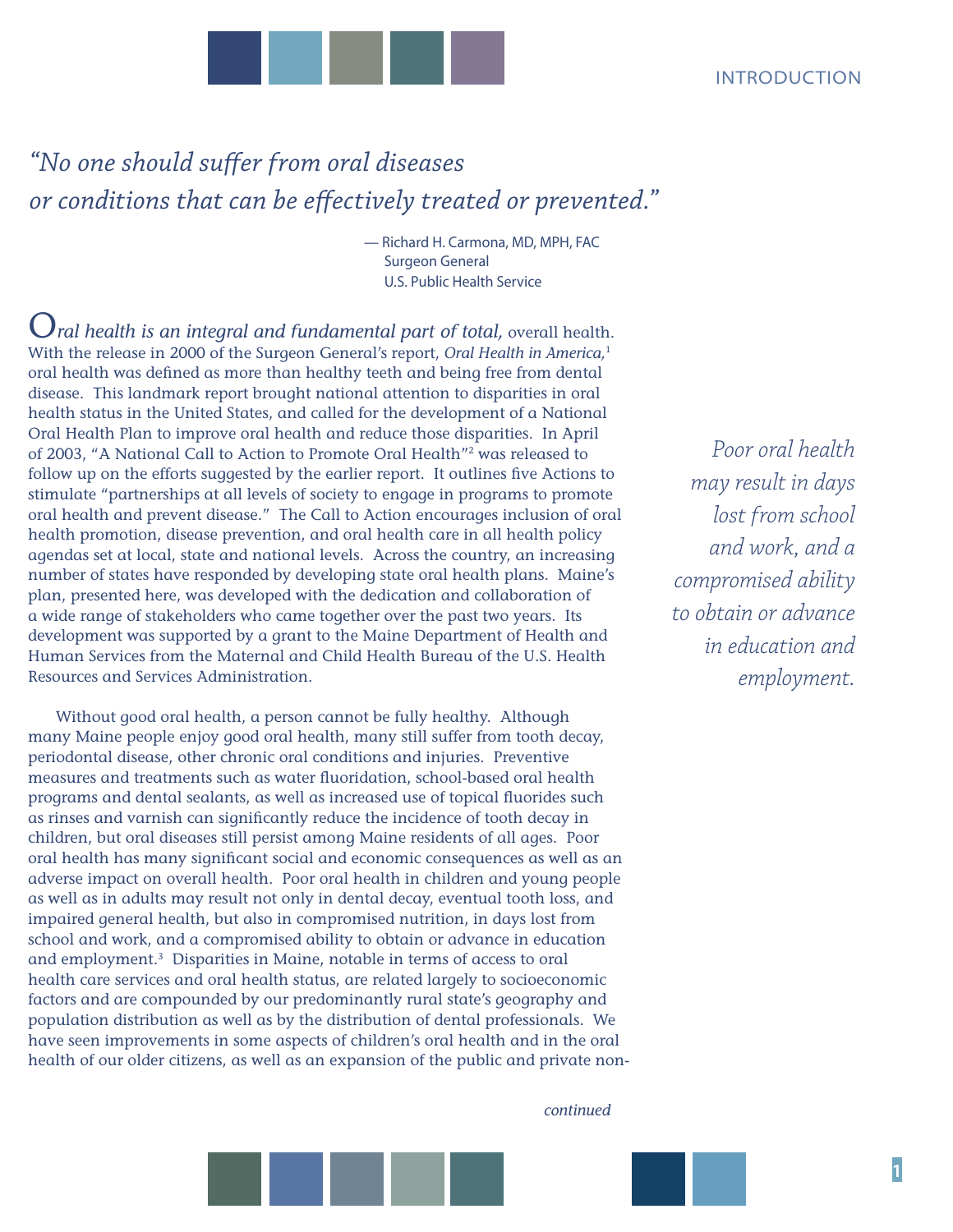## INTRODUCTION

*"No one should suffer from oral diseases or conditions that can be effectively treated or prevented."*

— Richard H. Carmona, MD, MPH, FAC
Surgeon General
U.S. Public Health Service

*Oral health is an integral and fundamental part of total,* overall health. With the release in 2000 of the Surgeon General's report, *Oral Health in America,*[1] oral health was defined as more than healthy teeth and being free from dental disease. This landmark report brought national attention to disparities in oral health status in the United States, and called for the development of a National Oral Health Plan to improve oral health and reduce those disparities. In April of 2003, "A National Call to Action to Promote Oral Health"[2] was released to follow up on the efforts suggested by the earlier report. It outlines five Actions to stimulate "partnerships at all levels of society to engage in programs to promote oral health and prevent disease." The Call to Action encourages inclusion of oral health promotion, disease prevention, and oral health care in all health policy agendas set at local, state and national levels. Across the country, an increasing number of states have responded by developing state oral health plans. Maine's plan, presented here, was developed with the dedication and collaboration of a wide range of stakeholders who came together over the past two years. Its development was supported by a grant to the Maine Department of Health and Human Services from the Maternal and Child Health Bureau of the U.S. Health Resources and Services Administration.

*Poor oral health may result in days lost from school and work, and a compromised ability to obtain or advance in education and employment.*

Without good oral health, a person cannot be fully healthy. Although many Maine people enjoy good oral health, many still suffer from tooth decay, periodontal disease, other chronic oral conditions and injuries. Preventive measures and treatments such as water fluoridation, school-based oral health programs and dental sealants, as well as increased use of topical fluorides such as rinses and varnish can significantly reduce the incidence of tooth decay in children, but oral diseases still persist among Maine residents of all ages. Poor oral health has many significant social and economic consequences as well as an adverse impact on overall health. Poor oral health in children and young people as well as in adults may result not only in dental decay, eventual tooth loss, and impaired general health, but also in compromised nutrition, in days lost from school and work, and a compromised ability to obtain or advance in education and employment.[3] Disparities in Maine, notable in terms of access to oral health care services and oral health status, are related largely to socioeconomic factors and are compounded by our predominantly rural state's geography and population distribution as well as by the distribution of dental professionals. We have seen improvements in some aspects of children's oral health and in the oral health of our older citizens, as well as an expansion of the public and private non-

*continued*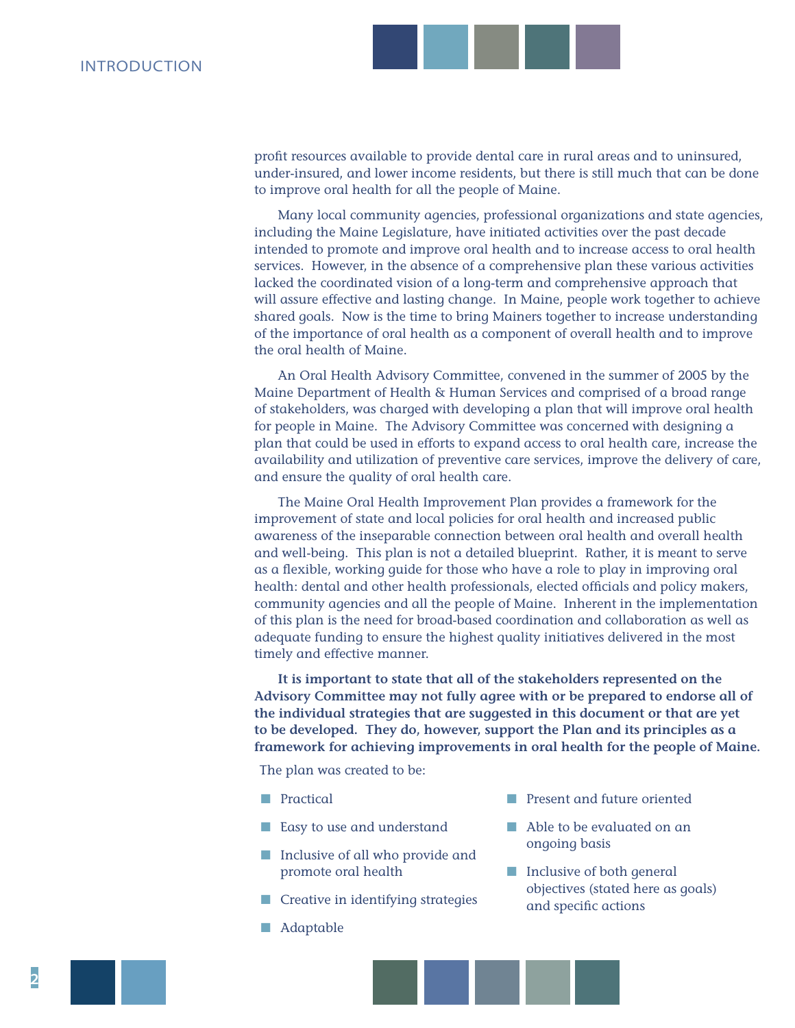profit resources available to provide dental care in rural areas and to uninsured, under-insured, and lower income residents, but there is still much that can be done to improve oral health for all the people of Maine.

Many local community agencies, professional organizations and state agencies, including the Maine Legislature, have initiated activities over the past decade intended to promote and improve oral health and to increase access to oral health services. However, in the absence of a comprehensive plan these various activities lacked the coordinated vision of a long-term and comprehensive approach that will assure effective and lasting change. In Maine, people work together to achieve shared goals. Now is the time to bring Mainers together to increase understanding of the importance of oral health as a component of overall health and to improve the oral health of Maine.

An Oral Health Advisory Committee, convened in the summer of 2005 by the Maine Department of Health & Human Services and comprised of a broad range of stakeholders, was charged with developing a plan that will improve oral health for people in Maine. The Advisory Committee was concerned with designing a plan that could be used in efforts to expand access to oral health care, increase the availability and utilization of preventive care services, improve the delivery of care, and ensure the quality of oral health care.

The Maine Oral Health Improvement Plan provides a framework for the improvement of state and local policies for oral health and increased public awareness of the inseparable connection between oral health and overall health and well-being. This plan is not a detailed blueprint. Rather, it is meant to serve as a flexible, working guide for those who have a role to play in improving oral health: dental and other health professionals, elected officials and policy makers, community agencies and all the people of Maine. Inherent in the implementation of this plan is the need for broad-based coordination and collaboration as well as adequate funding to ensure the highest quality initiatives delivered in the most timely and effective manner.

**It is important to state that all of the stakeholders represented on the Advisory Committee may not fully agree with or be prepared to endorse all of the individual strategies that are suggested in this document or that are yet to be developed. They do, however, support the Plan and its principles as a framework for achieving improvements in oral health for the people of Maine.**

The plan was created to be:

- Practical
- Easy to use and understand
- Inclusive of all who provide and promote oral health
- Creative in identifying strategies
- Adaptable
- Present and future oriented
- Able to be evaluated on an ongoing basis
- Inclusive of both general objectives (stated here as goals) and specific actions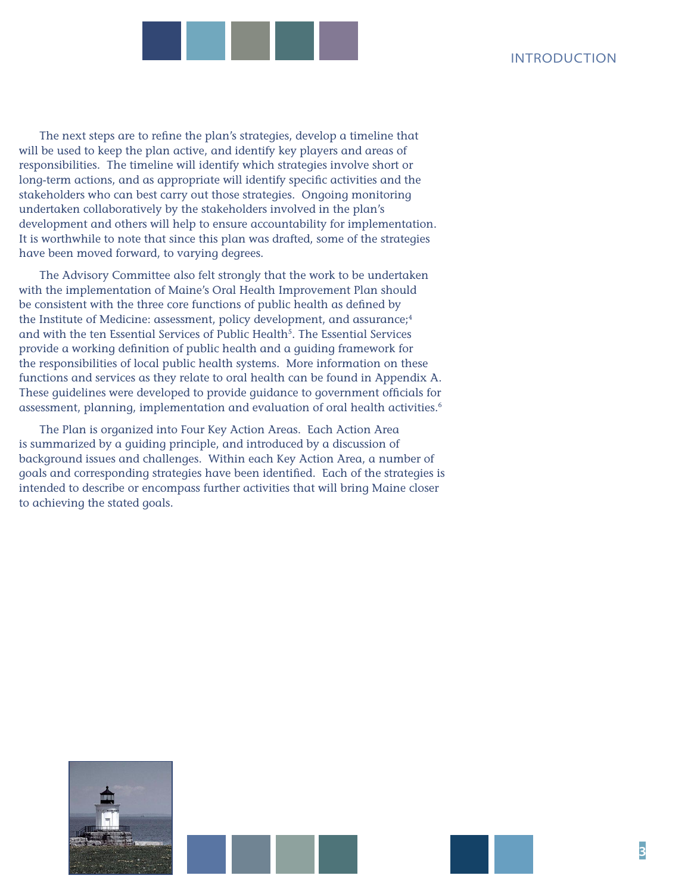The next steps are to refine the plan's strategies, develop a timeline that will be used to keep the plan active, and identify key players and areas of responsibilities. The timeline will identify which strategies involve short or long-term actions, and as appropriate will identify specific activities and the stakeholders who can best carry out those strategies. Ongoing monitoring undertaken collaboratively by the stakeholders involved in the plan's development and others will help to ensure accountability for implementation. It is worthwhile to note that since this plan was drafted, some of the strategies have been moved forward, to varying degrees.

The Advisory Committee also felt strongly that the work to be undertaken with the implementation of Maine's Oral Health Improvement Plan should be consistent with the three core functions of public health as defined by the Institute of Medicine: assessment, policy development, and assurance;[4] and with the ten Essential Services of Public Health[5]. The Essential Services provide a working definition of public health and a guiding framework for the responsibilities of local public health systems. More information on these functions and services as they relate to oral health can be found in Appendix A. These guidelines were developed to provide guidance to government officials for assessment, planning, implementation and evaluation of oral health activities.[6]

The Plan is organized into Four Key Action Areas. Each Action Area is summarized by a guiding principle, and introduced by a discussion of background issues and challenges. Within each Key Action Area, a number of goals and corresponding strategies have been identified. Each of the strategies is intended to describe or encompass further activities that will bring Maine closer to achieving the stated goals.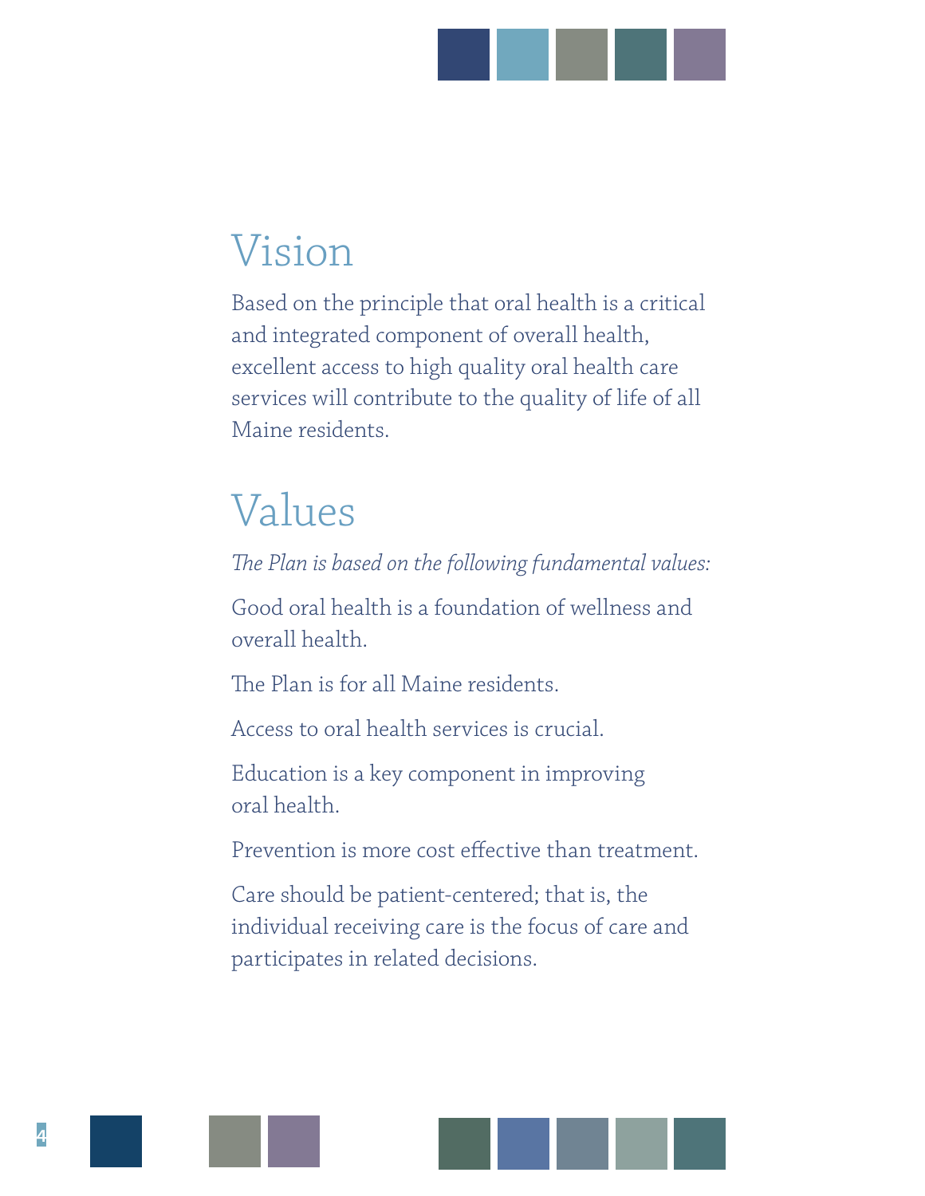# Vision

Based on the principle that oral health is a critical and integrated component of overall health, excellent access to high quality oral health care services will contribute to the quality of life of all Maine residents.

# Values

*The Plan is based on the following fundamental values:*

Good oral health is a foundation of wellness and overall health.

The Plan is for all Maine residents.

Access to oral health services is crucial.

Education is a key component in improving oral health.

Prevention is more cost effective than treatment.

Care should be patient-centered; that is, the individual receiving care is the focus of care and participates in related decisions.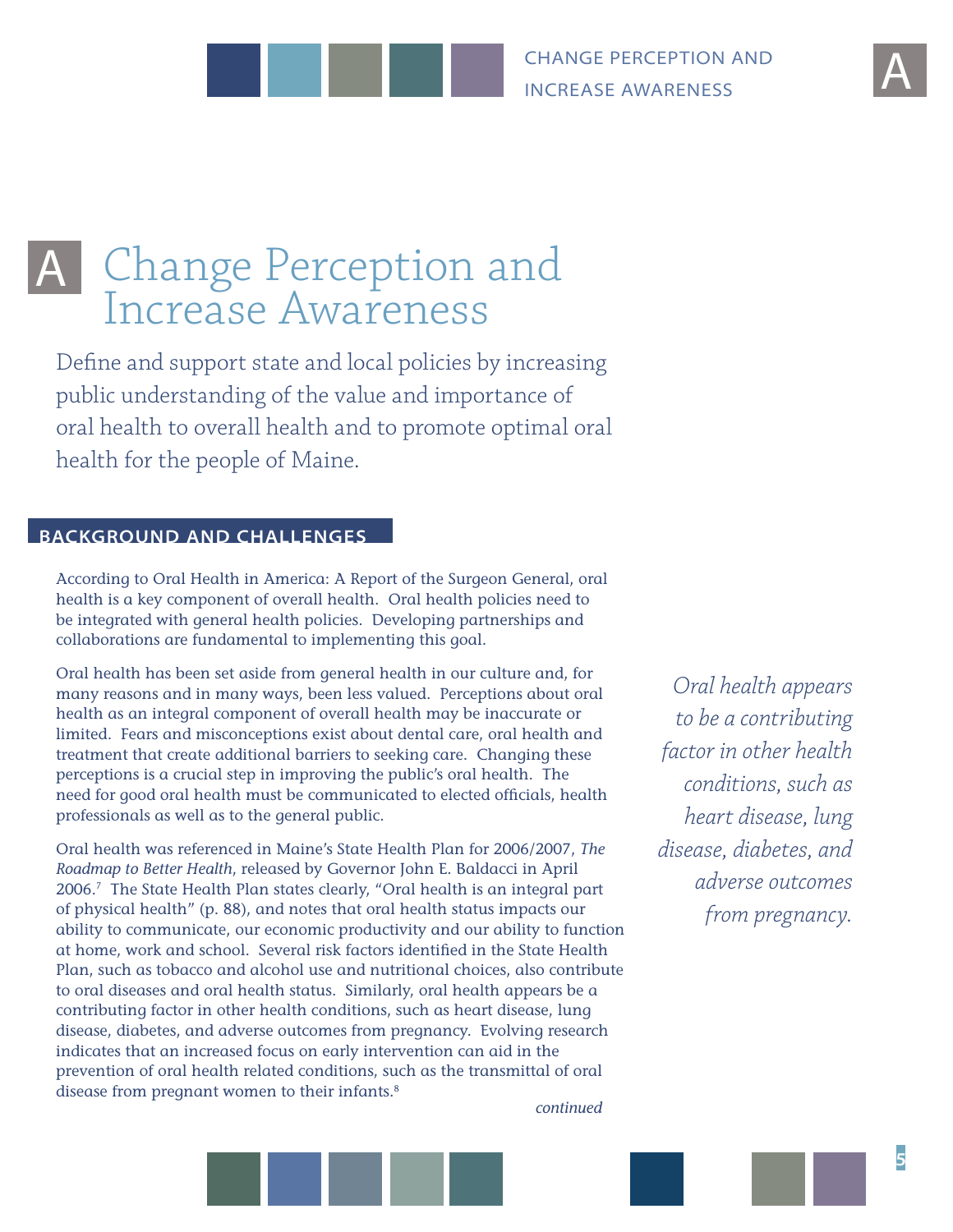# A Change Perception and Increase Awareness

Define and support state and local policies by increasing public understanding of the value and importance of oral health to overall health and to promote optimal oral health for the people of Maine.

## BACKGROUND AND CHALLENGES

According to Oral Health in America: A Report of the Surgeon General, oral health is a key component of overall health. Oral health policies need to be integrated with general health policies. Developing partnerships and collaborations are fundamental to implementing this goal.

Oral health has been set aside from general health in our culture and, for many reasons and in many ways, been less valued. Perceptions about oral health as an integral component of overall health may be inaccurate or limited. Fears and misconceptions exist about dental care, oral health and treatment that create additional barriers to seeking care. Changing these perceptions is a crucial step in improving the public's oral health. The need for good oral health must be communicated to elected officials, health professionals as well as to the general public.

*Oral health appears to be a contributing factor in other health conditions, such as heart disease, lung disease, diabetes, and adverse outcomes from pregnancy.*

Oral health was referenced in Maine's State Health Plan for 2006/2007, *The Roadmap to Better Health*, released by Governor John E. Baldacci in April 2006.[7] The State Health Plan states clearly, "Oral health is an integral part of physical health" (p. 88), and notes that oral health status impacts our ability to communicate, our economic productivity and our ability to function at home, work and school. Several risk factors identified in the State Health Plan, such as tobacco and alcohol use and nutritional choices, also contribute to oral diseases and oral health status. Similarly, oral health appears be a contributing factor in other health conditions, such as heart disease, lung disease, diabetes, and adverse outcomes from pregnancy. Evolving research indicates that an increased focus on early intervention can aid in the prevention of oral health related conditions, such as the transmittal of oral disease from pregnant women to their infants.[8]

*continued*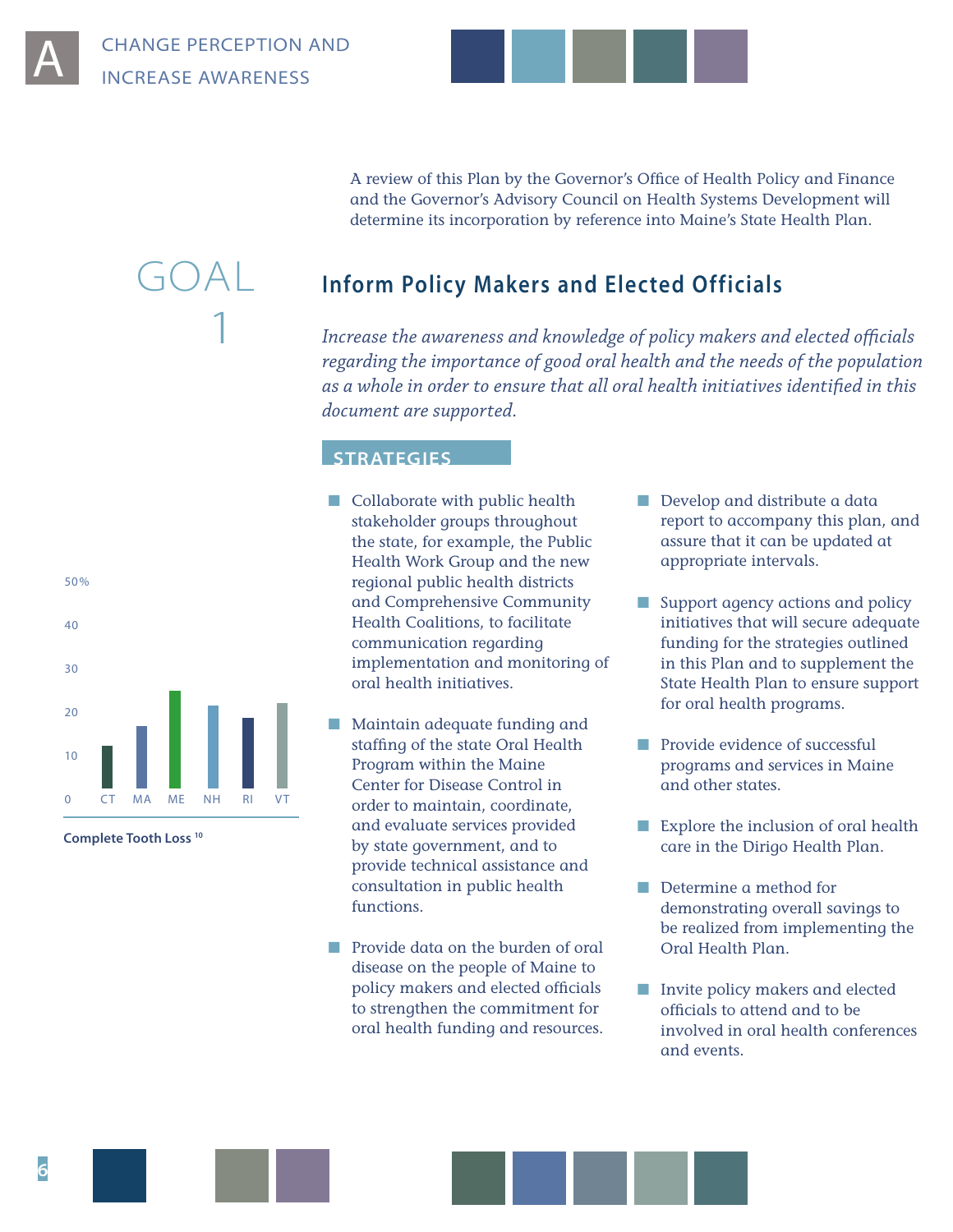# A CHANGE PERCEPTION AND INCREASE AWARENESS

A review of this Plan by the Governor's Office of Health Policy and Finance and the Governor's Advisory Council on Health Systems Development will determine its incorporation by reference into Maine's State Health Plan.

## GOAL 1

## Inform Policy Makers and Elected Officials

*Increase the awareness and knowledge of policy makers and elected officials regarding the importance of good oral health and the needs of the population as a whole in order to ensure that all oral health initiatives identified in this document are supported.*

### STRATEGIES

- Collaborate with public health stakeholder groups throughout the state, for example, the Public Health Work Group and the new regional public health districts and Comprehensive Community Health Coalitions, to facilitate communication regarding implementation and monitoring of oral health initiatives.
- Maintain adequate funding and staffing of the state Oral Health Program within the Maine Center for Disease Control in order to maintain, coordinate, and evaluate services provided by state government, and to provide technical assistance and consultation in public health functions.
- Provide data on the burden of oral disease on the people of Maine to policy makers and elected officials to strengthen the commitment for oral health funding and resources.
- Develop and distribute a data report to accompany this plan, and assure that it can be updated at appropriate intervals.
- Support agency actions and policy initiatives that will secure adequate funding for the strategies outlined in this Plan and to supplement the State Health Plan to ensure support for oral health programs.
- Provide evidence of successful programs and services in Maine and other states.
- Explore the inclusion of oral health care in the Dirigo Health Plan.
- Determine a method for demonstrating overall savings to be realized from implementing the Oral Health Plan.
- Invite policy makers and elected officials to attend and to be involved in oral health conferences and events.

**Complete Tooth Loss [10]**

| State | Approx. % |
|---|---|
| CT | 12 |
| MA | 17 |
| ME | 25 |
| NH | 22 |
| RI | 19 |
| VT | 22 |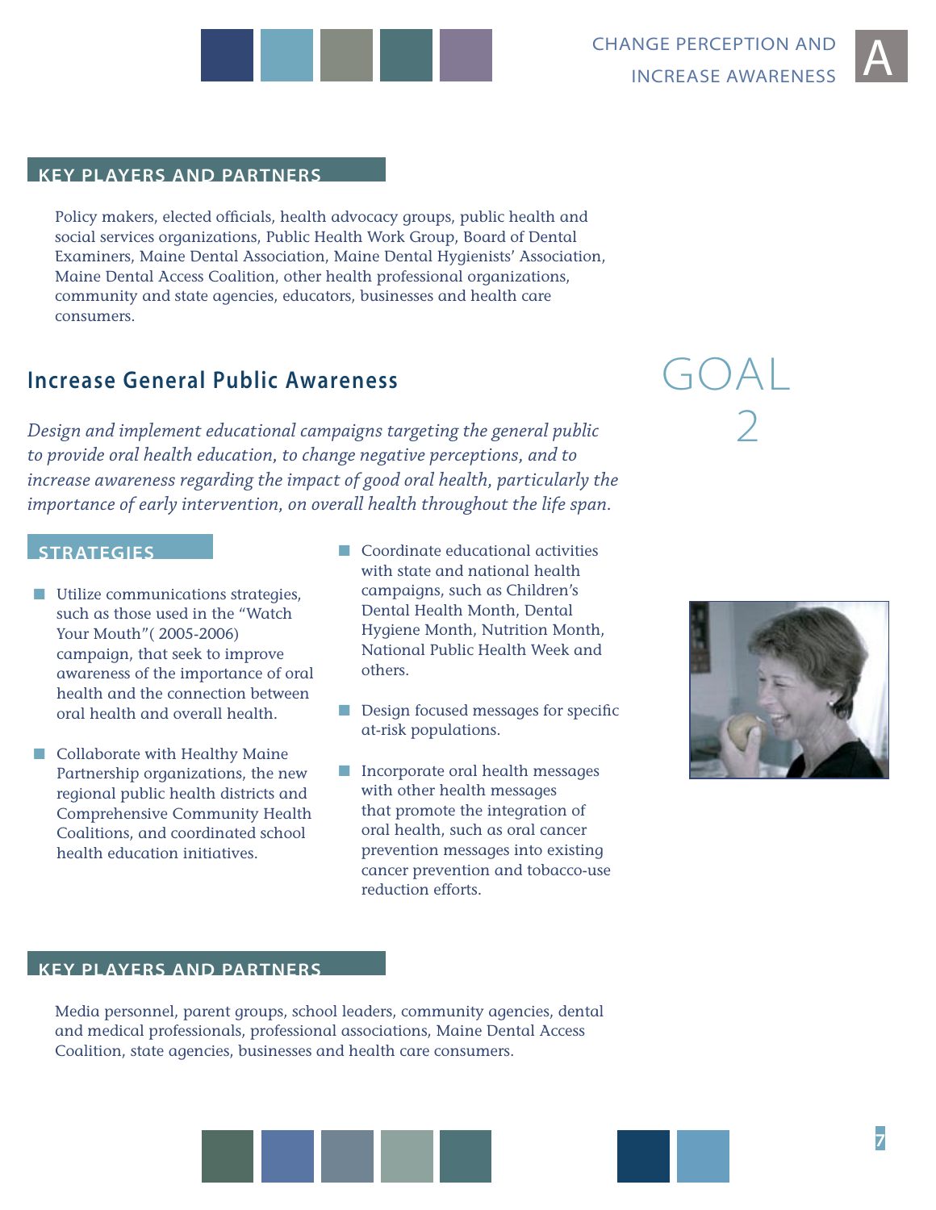### KEY PLAYERS AND PARTNERS

Policy makers, elected officials, health advocacy groups, public health and social services organizations, Public Health Work Group, Board of Dental Examiners, Maine Dental Association, Maine Dental Hygienists' Association, Maine Dental Access Coalition, other health professional organizations, community and state agencies, educators, businesses and health care consumers.

## GOAL 2

## Increase General Public Awareness

*Design and implement educational campaigns targeting the general public to provide oral health education, to change negative perceptions, and to increase awareness regarding the impact of good oral health, particularly the importance of early intervention, on overall health throughout the life span.*

### STRATEGIES

- Utilize communications strategies, such as those used in the "Watch Your Mouth"( 2005-2006) campaign, that seek to improve awareness of the importance of oral health and the connection between oral health and overall health.
- Collaborate with Healthy Maine Partnership organizations, the new regional public health districts and Comprehensive Community Health Coalitions, and coordinated school health education initiatives.
- Coordinate educational activities with state and national health campaigns, such as Children's Dental Health Month, Dental Hygiene Month, Nutrition Month, National Public Health Week and others.
- Design focused messages for specific at-risk populations.
- Incorporate oral health messages with other health messages that promote the integration of oral health, such as oral cancer prevention messages into existing cancer prevention and tobacco-use reduction efforts.

### KEY PLAYERS AND PARTNERS

Media personnel, parent groups, school leaders, community agencies, dental and medical professionals, professional associations, Maine Dental Access Coalition, state agencies, businesses and health care consumers.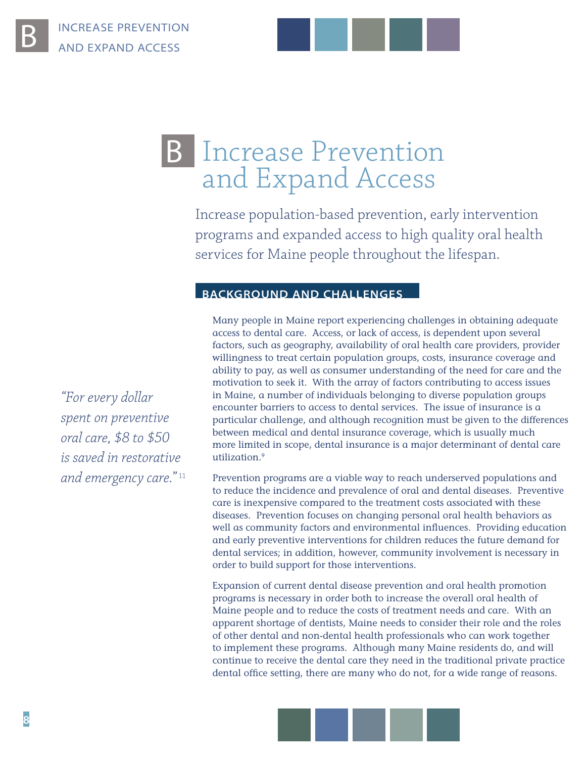# B Increase Prevention and Expand Access

Increase population-based prevention, early intervention programs and expanded access to high quality oral health services for Maine people throughout the lifespan.

## BACKGROUND AND CHALLENGES

*"For every dollar spent on preventive oral care, $8 to $50 is saved in restorative and emergency care."*[11]

Many people in Maine report experiencing challenges in obtaining adequate access to dental care. Access, or lack of access, is dependent upon several factors, such as geography, availability of oral health care providers, provider willingness to treat certain population groups, costs, insurance coverage and ability to pay, as well as consumer understanding of the need for care and the motivation to seek it. With the array of factors contributing to access issues in Maine, a number of individuals belonging to diverse population groups encounter barriers to access to dental services. The issue of insurance is a particular challenge, and although recognition must be given to the differences between medical and dental insurance coverage, which is usually much more limited in scope, dental insurance is a major determinant of dental care utilization.[9]

Prevention programs are a viable way to reach underserved populations and to reduce the incidence and prevalence of oral and dental diseases. Preventive care is inexpensive compared to the treatment costs associated with these diseases. Prevention focuses on changing personal oral health behaviors as well as community factors and environmental influences. Providing education and early preventive interventions for children reduces the future demand for dental services; in addition, however, community involvement is necessary in order to build support for those interventions.

Expansion of current dental disease prevention and oral health promotion programs is necessary in order both to increase the overall oral health of Maine people and to reduce the costs of treatment needs and care. With an apparent shortage of dentists, Maine needs to consider their role and the roles of other dental and non-dental health professionals who can work together to implement these programs. Although many Maine residents do, and will continue to receive the dental care they need in the traditional private practice dental office setting, there are many who do not, for a wide range of reasons.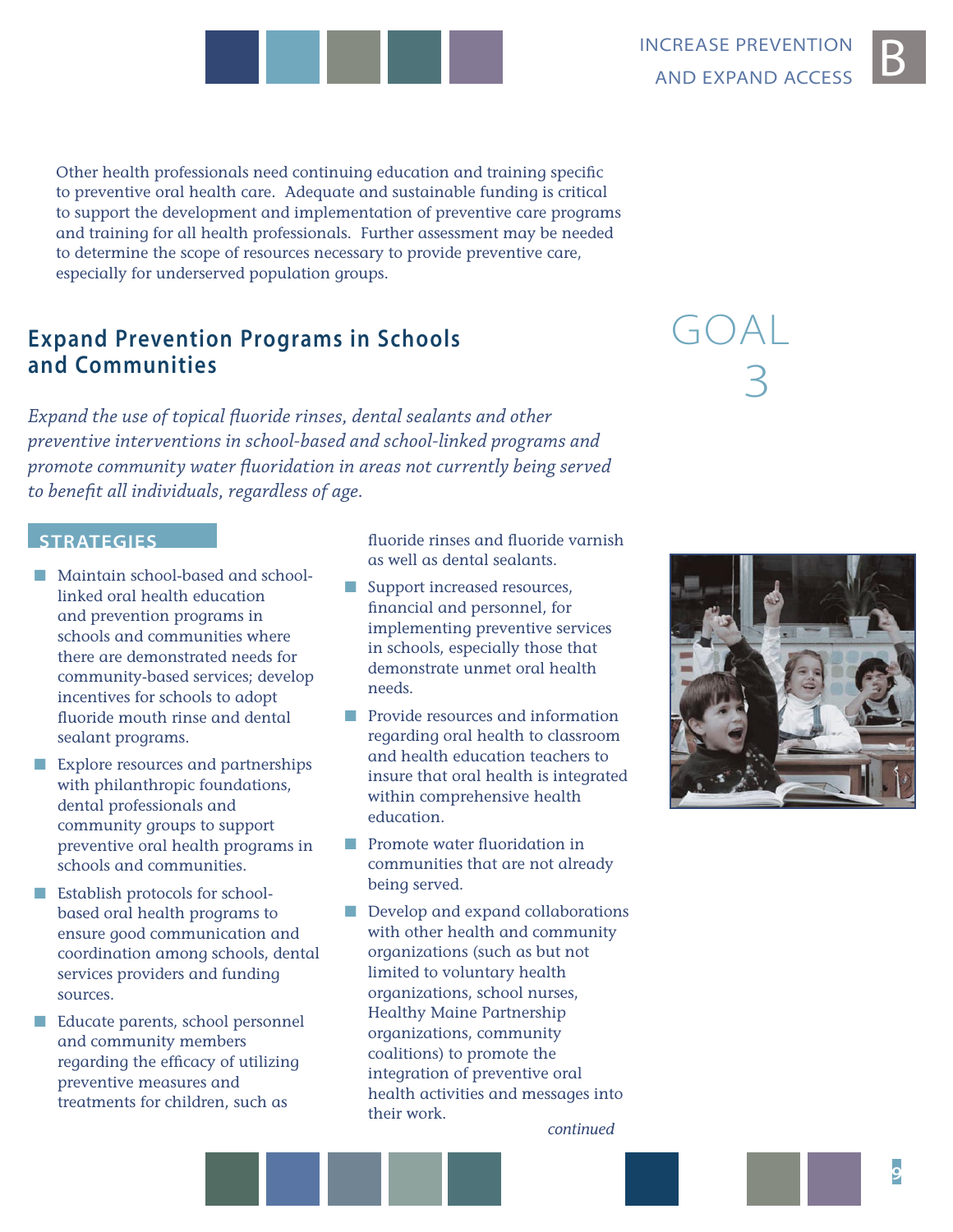Other health professionals need continuing education and training specific to preventive oral health care. Adequate and sustainable funding is critical to support the development and implementation of preventive care programs and training for all health professionals. Further assessment may be needed to determine the scope of resources necessary to provide preventive care, especially for underserved population groups.

## Expand Prevention Programs in Schools and Communities

GOAL 3

*Expand the use of topical fluoride rinses, dental sealants and other preventive interventions in school-based and school-linked programs and promote community water fluoridation in areas not currently being served to benefit all individuals, regardless of age.*

### STRATEGIES

- Maintain school-based and school-linked oral health education and prevention programs in schools and communities where there are demonstrated needs for community-based services; develop incentives for schools to adopt fluoride mouth rinse and dental sealant programs.
- Explore resources and partnerships with philanthropic foundations, dental professionals and community groups to support preventive oral health programs in schools and communities.
- Establish protocols for school-based oral health programs to ensure good communication and coordination among schools, dental services providers and funding sources.
- Educate parents, school personnel and community members regarding the efficacy of utilizing preventive measures and treatments for children, such as fluoride rinses and fluoride varnish as well as dental sealants.
- Support increased resources, financial and personnel, for implementing preventive services in schools, especially those that demonstrate unmet oral health needs.
- Provide resources and information regarding oral health to classroom and health education teachers to insure that oral health is integrated within comprehensive health education.
- Promote water fluoridation in communities that are not already being served.
- Develop and expand collaborations with other health and community organizations (such as but not limited to voluntary health organizations, school nurses, Healthy Maine Partnership organizations, community coalitions) to promote the integration of preventive oral health activities and messages into their work.

*continued*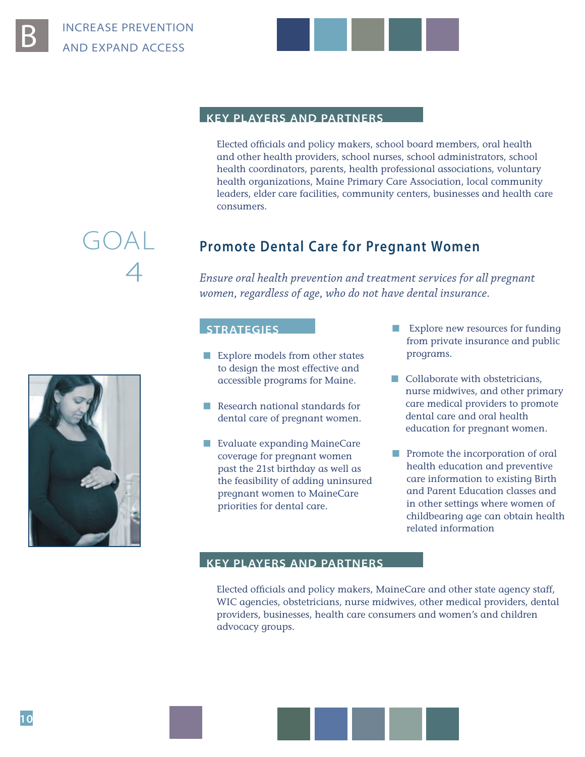### KEY PLAYERS AND PARTNERS

Elected officials and policy makers, school board members, oral health and other health providers, school nurses, school administrators, school health coordinators, parents, health professional associations, voluntary health organizations, Maine Primary Care Association, local community leaders, elder care facilities, community centers, businesses and health care consumers.

## GOAL 4

## Promote Dental Care for Pregnant Women

*Ensure oral health prevention and treatment services for all pregnant women, regardless of age, who do not have dental insurance.*

### STRATEGIES

- Explore models from other states to design the most effective and accessible programs for Maine.
- Research national standards for dental care of pregnant women.
- Evaluate expanding MaineCare coverage for pregnant women past the 21st birthday as well as the feasibility of adding uninsured pregnant women to MaineCare priorities for dental care.
- Explore new resources for funding from private insurance and public programs.
- Collaborate with obstetricians, nurse midwives, and other primary care medical providers to promote dental care and oral health education for pregnant women.
- Promote the incorporation of oral health education and preventive care information to existing Birth and Parent Education classes and in other settings where women of childbearing age can obtain health related information

### KEY PLAYERS AND PARTNERS

Elected officials and policy makers, MaineCare and other state agency staff, WIC agencies, obstetricians, nurse midwives, other medical providers, dental providers, businesses, health care consumers and women's and children advocacy groups.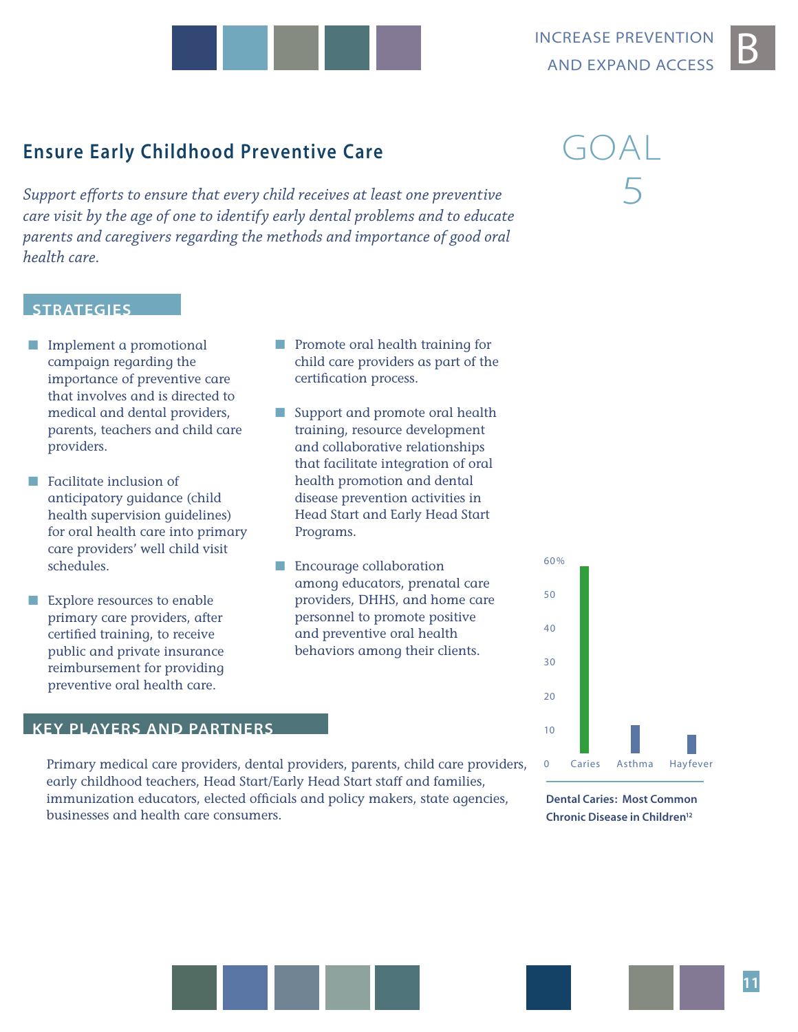## Ensure Early Childhood Preventive Care

GOAL 5

*Support efforts to ensure that every child receives at least one preventive care visit by the age of one to identify early dental problems and to educate parents and caregivers regarding the methods and importance of good oral health care.*

### STRATEGIES

- Implement a promotional campaign regarding the importance of preventive care that involves and is directed to medical and dental providers, parents, teachers and child care providers.
- Facilitate inclusion of anticipatory guidance (child health supervision guidelines) for oral health care into primary care providers' well child visit schedules.
- Explore resources to enable primary care providers, after certified training, to receive public and private insurance reimbursement for providing preventive oral health care.
- Promote oral health training for child care providers as part of the certification process.
- Support and promote oral health training, resource development and collaborative relationships that facilitate integration of oral health promotion and dental disease prevention activities in Head Start and Early Head Start Programs.
- Encourage collaboration among educators, prenatal care providers, DHHS, and home care personnel to promote positive and preventive oral health behaviors among their clients.

### KEY PLAYERS AND PARTNERS

Primary medical care providers, dental providers, parents, child care providers, early childhood teachers, Head Start/Early Head Start staff and families, immunization educators, elected officials and policy makers, state agencies, businesses and health care consumers.

**Dental Caries: Most Common Chronic Disease in Children**[12]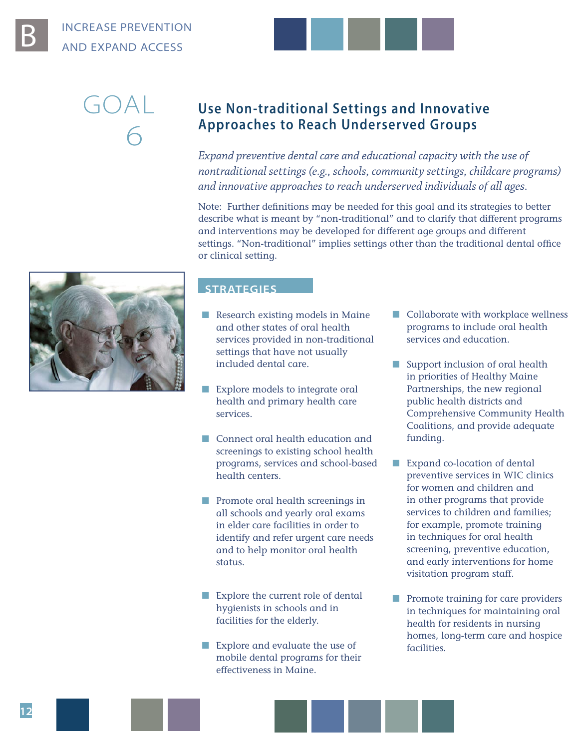B INCREASE PREVENTION AND EXPAND ACCESS

# GOAL 6

## Use Non-traditional Settings and Innovative Approaches to Reach Underserved Groups

*Expand preventive dental care and educational capacity with the use of nontraditional settings (e.g., schools, community settings, childcare programs) and innovative approaches to reach underserved individuals of all ages.*

Note: Further definitions may be needed for this goal and its strategies to better describe what is meant by "non-traditional" and to clarify that different programs and interventions may be developed for different age groups and different settings. "Non-traditional" implies settings other than the traditional dental office or clinical setting.

### STRATEGIES

- Research existing models in Maine and other states of oral health services provided in non-traditional settings that have not usually included dental care.
- Explore models to integrate oral health and primary health care services.
- Connect oral health education and screenings to existing school health programs, services and school-based health centers.
- Promote oral health screenings in all schools and yearly oral exams in elder care facilities in order to identify and refer urgent care needs and to help monitor oral health status.
- Explore the current role of dental hygienists in schools and in facilities for the elderly.
- Explore and evaluate the use of mobile dental programs for their effectiveness in Maine.
- Collaborate with workplace wellness programs to include oral health services and education.
- Support inclusion of oral health in priorities of Healthy Maine Partnerships, the new regional public health districts and Comprehensive Community Health Coalitions, and provide adequate funding.
- Expand co-location of dental preventive services in WIC clinics for women and children and in other programs that provide services to children and families; for example, promote training in techniques for oral health screening, preventive education, and early interventions for home visitation program staff.
- Promote training for care providers in techniques for maintaining oral health for residents in nursing homes, long-term care and hospice facilities.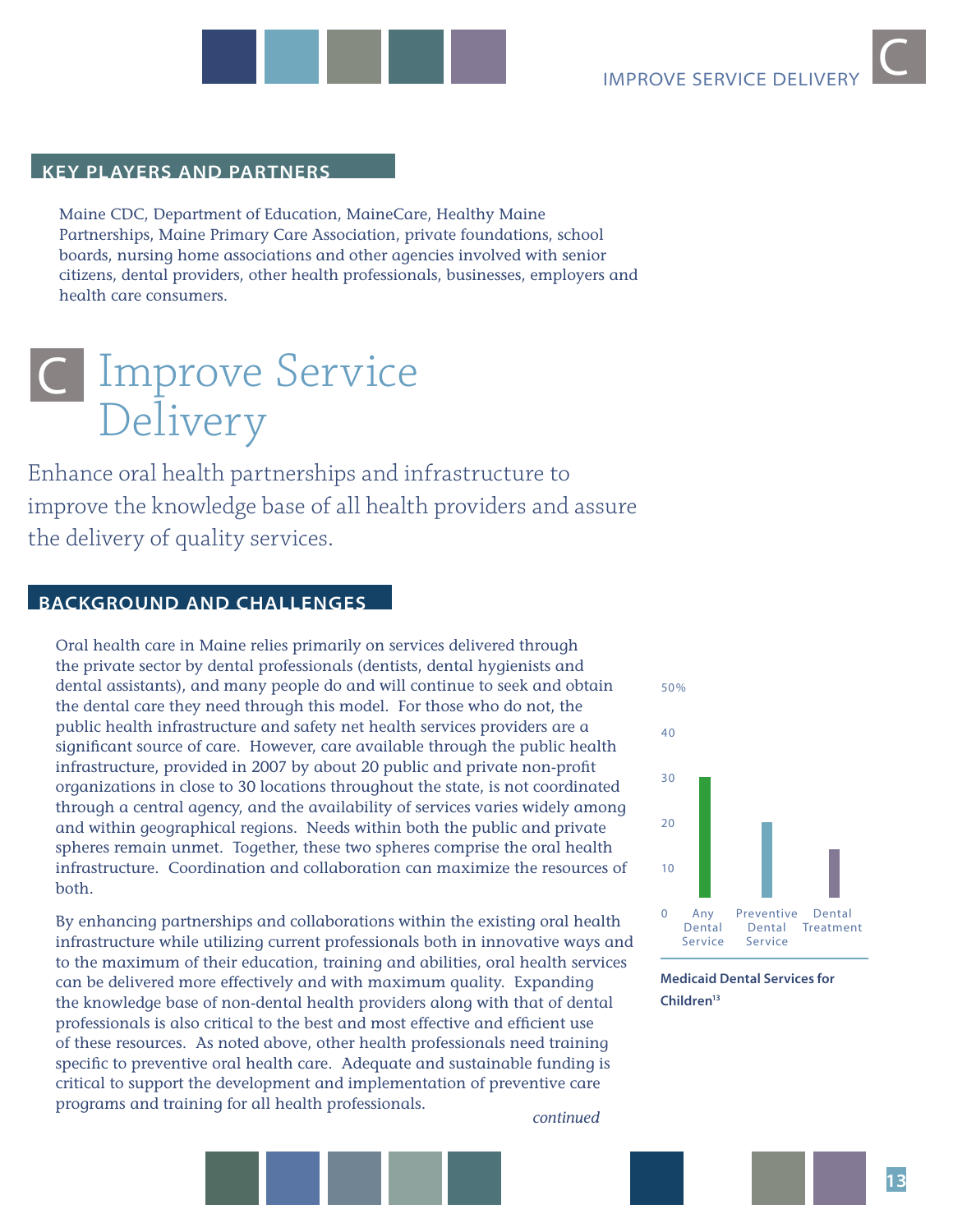## KEY PLAYERS AND PARTNERS

Maine CDC, Department of Education, MaineCare, Healthy Maine Partnerships, Maine Primary Care Association, private foundations, school boards, nursing home associations and other agencies involved with senior citizens, dental providers, other health professionals, businesses, employers and health care consumers.

# C Improve Service Delivery

Enhance oral health partnerships and infrastructure to improve the knowledge base of all health providers and assure the delivery of quality services.

## BACKGROUND AND CHALLENGES

Oral health care in Maine relies primarily on services delivered through the private sector by dental professionals (dentists, dental hygienists and dental assistants), and many people do and will continue to seek and obtain the dental care they need through this model. For those who do not, the public health infrastructure and safety net health services providers are a significant source of care. However, care available through the public health infrastructure, provided in 2007 by about 20 public and private non-profit organizations in close to 30 locations throughout the state, is not coordinated through a central agency, and the availability of services varies widely among and within geographical regions. Needs within both the public and private spheres remain unmet. Together, these two spheres comprise the oral health infrastructure. Coordination and collaboration can maximize the resources of both.

By enhancing partnerships and collaborations within the existing oral health infrastructure while utilizing current professionals both in innovative ways and to the maximum of their education, training and abilities, oral health services can be delivered more effectively and with maximum quality. Expanding the knowledge base of non-dental health providers along with that of dental professionals is also critical to the best and most effective and efficient use of these resources. As noted above, other health professionals need training specific to preventive oral health care. Adequate and sustainable funding is critical to support the development and implementation of preventive care programs and training for all health professionals.

*continued*

| Category | Percent (approx.) |
|---|---|
| Any Dental Service | ~30% |
| Preventive Dental Service | ~20% |
| Dental Treatment | ~14% |

**Medicaid Dental Services for Children**[13]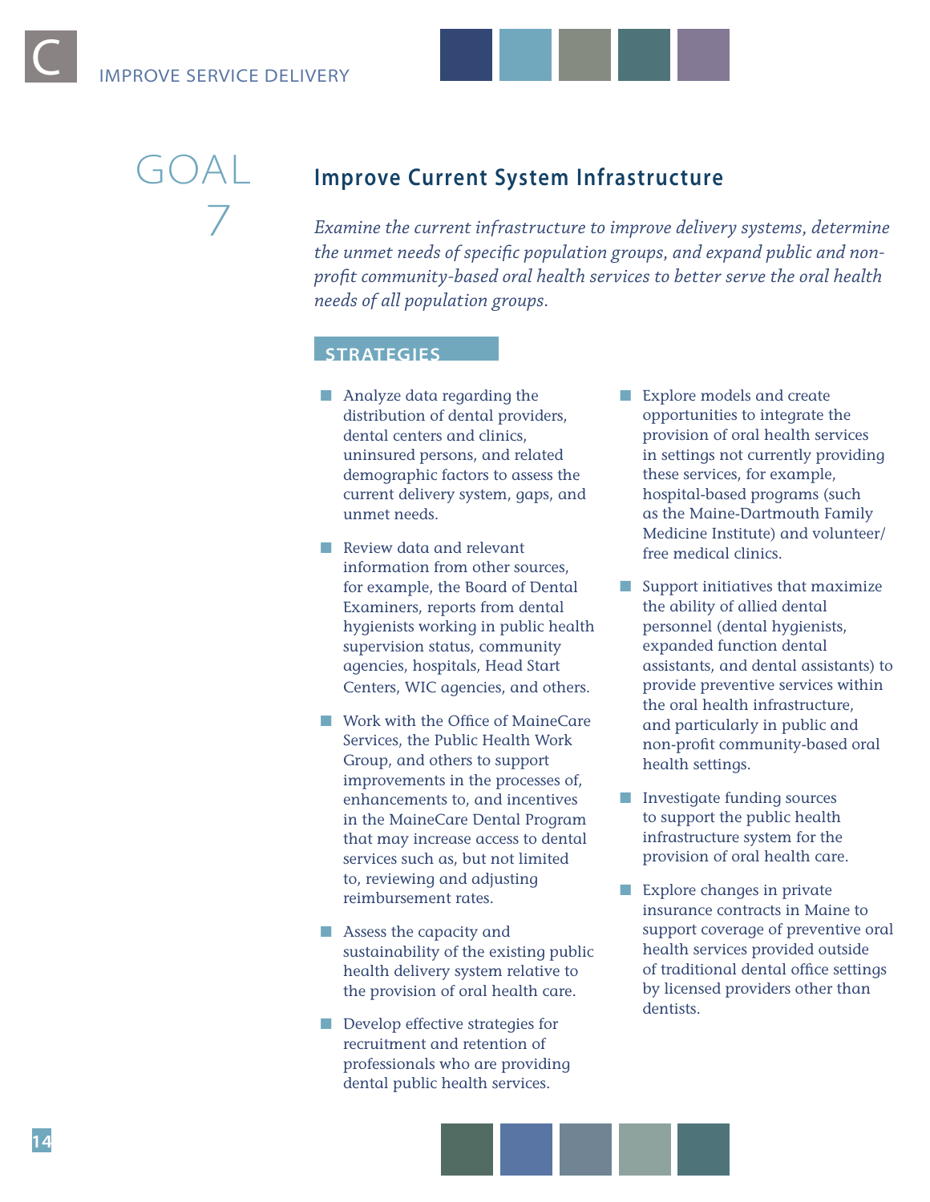# GOAL 7

## Improve Current System Infrastructure

*Examine the current infrastructure to improve delivery systems, determine the unmet needs of specific population groups, and expand public and non-profit community-based oral health services to better serve the oral health needs of all population groups.*

### STRATEGIES

- Analyze data regarding the distribution of dental providers, dental centers and clinics, uninsured persons, and related demographic factors to assess the current delivery system, gaps, and unmet needs.
- Review data and relevant information from other sources, for example, the Board of Dental Examiners, reports from dental hygienists working in public health supervision status, community agencies, hospitals, Head Start Centers, WIC agencies, and others.
- Work with the Office of MaineCare Services, the Public Health Work Group, and others to support improvements in the processes of, enhancements to, and incentives in the MaineCare Dental Program that may increase access to dental services such as, but not limited to, reviewing and adjusting reimbursement rates.
- Assess the capacity and sustainability of the existing public health delivery system relative to the provision of oral health care.
- Develop effective strategies for recruitment and retention of professionals who are providing dental public health services.
- Explore models and create opportunities to integrate the provision of oral health services in settings not currently providing these services, for example, hospital-based programs (such as the Maine-Dartmouth Family Medicine Institute) and volunteer/free medical clinics.
- Support initiatives that maximize the ability of allied dental personnel (dental hygienists, expanded function dental assistants, and dental assistants) to provide preventive services within the oral health infrastructure, and particularly in public and non-profit community-based oral health settings.
- Investigate funding sources to support the public health infrastructure system for the provision of oral health care.
- Explore changes in private insurance contracts in Maine to support coverage of preventive oral health services provided outside of traditional dental office settings by licensed providers other than dentists.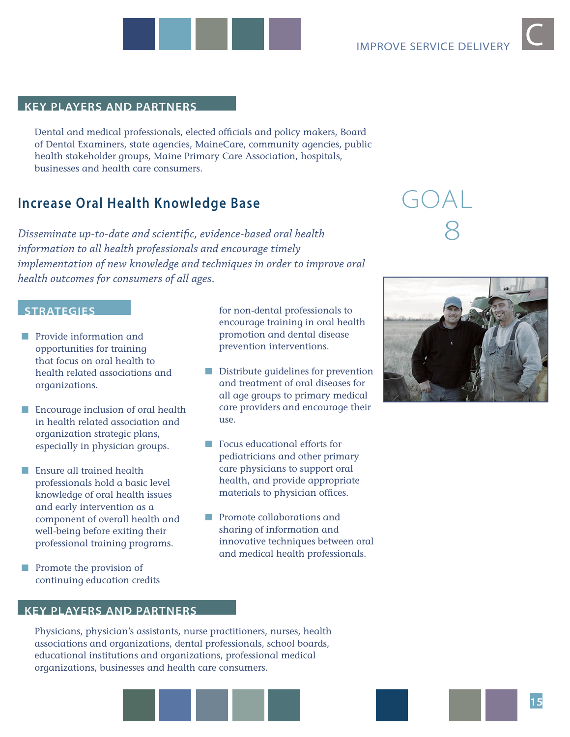### KEY PLAYERS AND PARTNERS

Dental and medical professionals, elected officials and policy makers, Board of Dental Examiners, state agencies, MaineCare, community agencies, public health stakeholder groups, Maine Primary Care Association, hospitals, businesses and health care consumers.

## GOAL 8

## Increase Oral Health Knowledge Base

*Disseminate up-to-date and scientific, evidence-based oral health information to all health professionals and encourage timely implementation of new knowledge and techniques in order to improve oral health outcomes for consumers of all ages.*

### STRATEGIES

- Provide information and opportunities for training that focus on oral health to health related associations and organizations.
- Encourage inclusion of oral health in health related association and organization strategic plans, especially in physician groups.
- Ensure all trained health professionals hold a basic level knowledge of oral health issues and early intervention as a component of overall health and well-being before exiting their professional training programs.
- Promote the provision of continuing education credits for non-dental professionals to encourage training in oral health promotion and dental disease prevention interventions.
- Distribute guidelines for prevention and treatment of oral diseases for all age groups to primary medical care providers and encourage their use.
- Focus educational efforts for pediatricians and other primary care physicians to support oral health, and provide appropriate materials to physician offices.
- Promote collaborations and sharing of information and innovative techniques between oral and medical health professionals.

### KEY PLAYERS AND PARTNERS

Physicians, physician's assistants, nurse practitioners, nurses, health associations and organizations, dental professionals, school boards, educational institutions and organizations, professional medical organizations, businesses and health care consumers.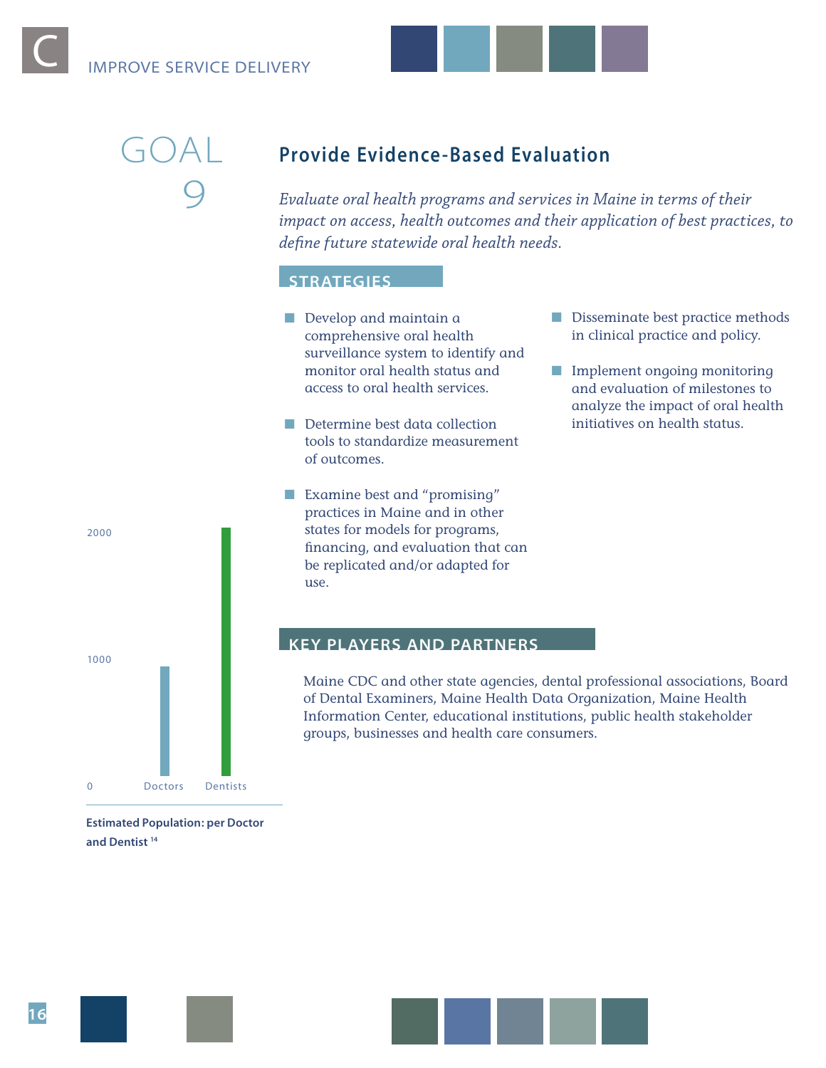# C IMPROVE SERVICE DELIVERY

## GOAL 9

## Provide Evidence-Based Evaluation

*Evaluate oral health programs and services in Maine in terms of their impact on access, health outcomes and their application of best practices, to define future statewide oral health needs.*

### STRATEGIES

- Develop and maintain a comprehensive oral health surveillance system to identify and monitor oral health status and access to oral health services.
- Determine best data collection tools to standardize measurement of outcomes.
- Examine best and "promising" practices in Maine and in other states for models for programs, financing, and evaluation that can be replicated and/or adapted for use.
- Disseminate best practice methods in clinical practice and policy.
- Implement ongoing monitoring and evaluation of milestones to analyze the impact of oral health initiatives on health status.

### KEY PLAYERS AND PARTNERS

Maine CDC and other state agencies, dental professional associations, Board of Dental Examiners, Maine Health Data Organization, Maine Health Information Center, educational institutions, public health stakeholder groups, businesses and health care consumers.

2000

1000

0

Doctors Dentists

**Estimated Population: per Doctor and Dentist** [14]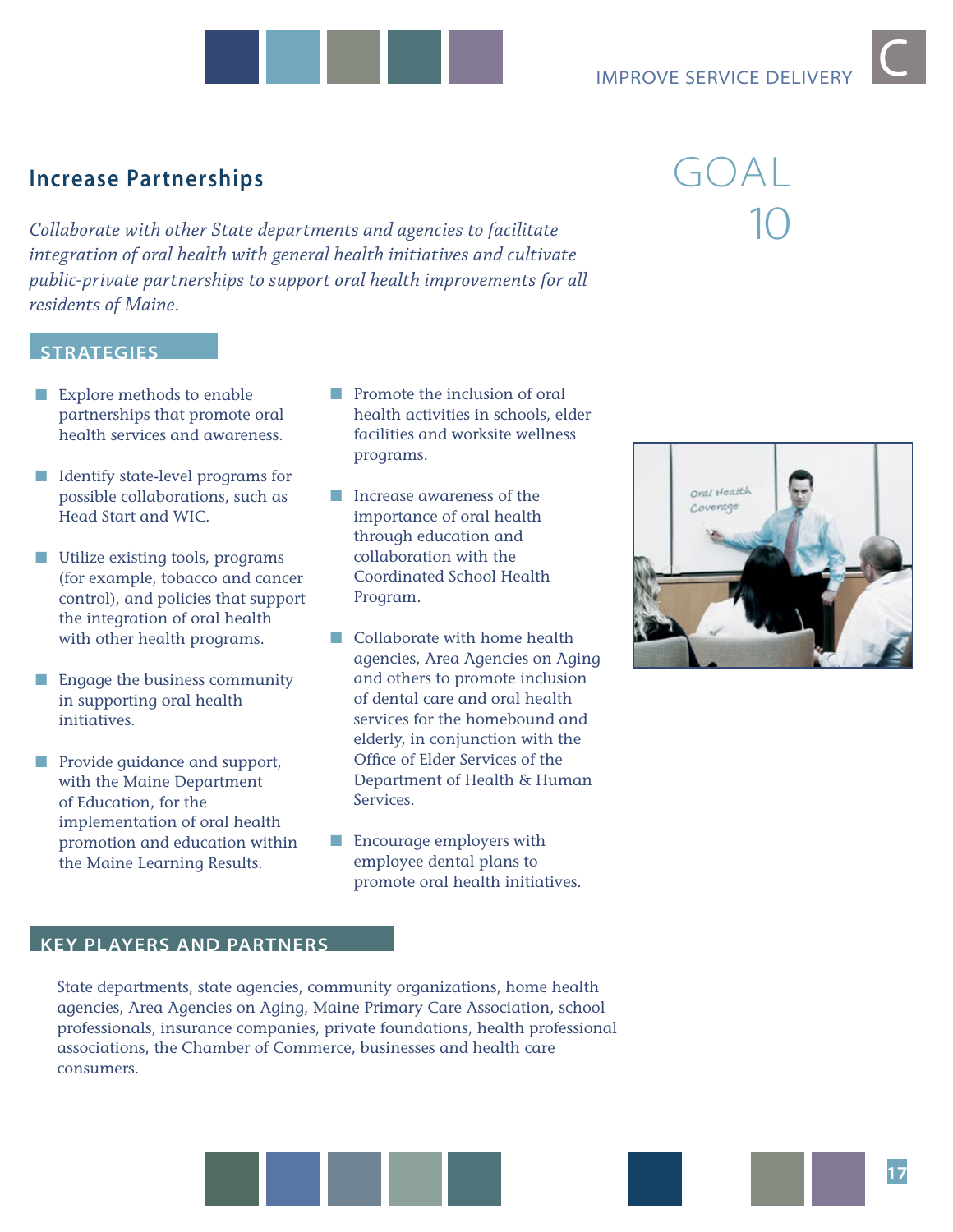## GOAL 10

## Increase Partnerships

*Collaborate with other State departments and agencies to facilitate integration of oral health with general health initiatives and cultivate public-private partnerships to support oral health improvements for all residents of Maine.*

### STRATEGIES

- Explore methods to enable partnerships that promote oral health services and awareness.
- Identify state-level programs for possible collaborations, such as Head Start and WIC.
- Utilize existing tools, programs (for example, tobacco and cancer control), and policies that support the integration of oral health with other health programs.
- Engage the business community in supporting oral health initiatives.
- Provide guidance and support, with the Maine Department of Education, for the implementation of oral health promotion and education within the Maine Learning Results.
- Promote the inclusion of oral health activities in schools, elder facilities and worksite wellness programs.
- Increase awareness of the importance of oral health through education and collaboration with the Coordinated School Health Program.
- Collaborate with home health agencies, Area Agencies on Aging and others to promote inclusion of dental care and oral health services for the homebound and elderly, in conjunction with the Office of Elder Services of the Department of Health & Human Services.
- Encourage employers with employee dental plans to promote oral health initiatives.

### KEY PLAYERS AND PARTNERS

State departments, state agencies, community organizations, home health agencies, Area Agencies on Aging, Maine Primary Care Association, school professionals, insurance companies, private foundations, health professional associations, the Chamber of Commerce, businesses and health care consumers.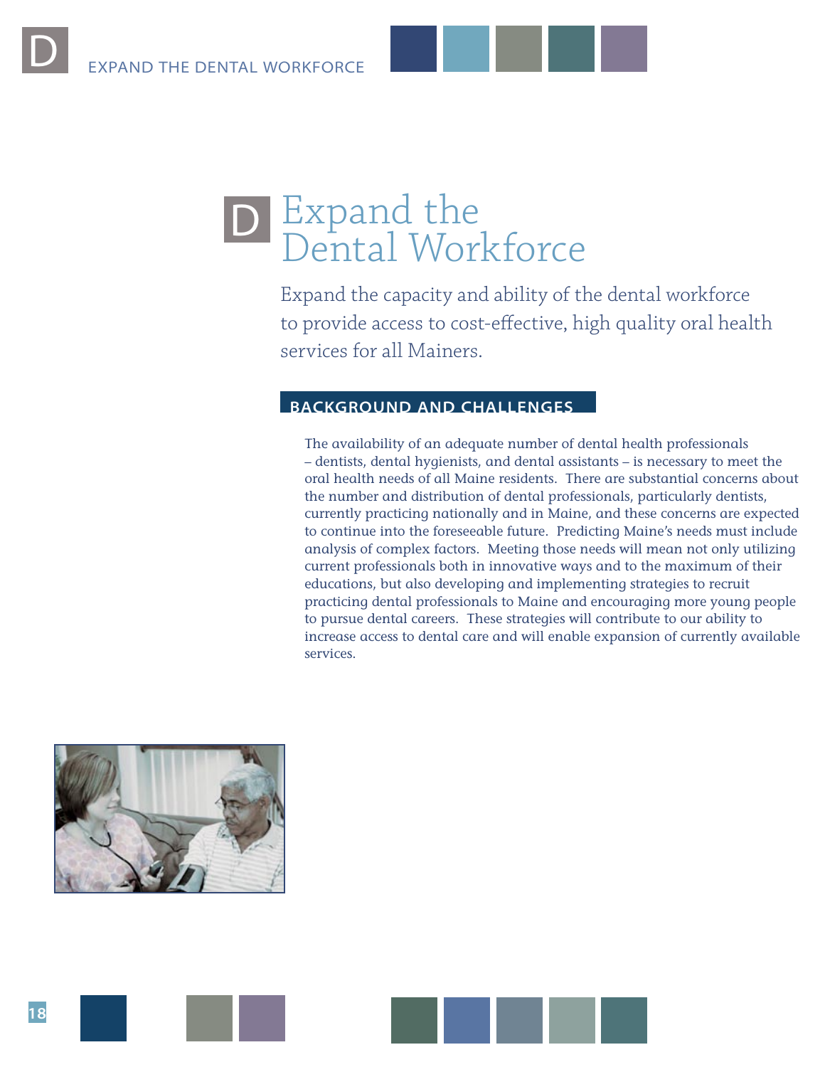# D Expand the Dental Workforce

Expand the capacity and ability of the dental workforce to provide access to cost-effective, high quality oral health services for all Mainers.

## BACKGROUND AND CHALLENGES

The availability of an adequate number of dental health professionals – dentists, dental hygienists, and dental assistants – is necessary to meet the oral health needs of all Maine residents. There are substantial concerns about the number and distribution of dental professionals, particularly dentists, currently practicing nationally and in Maine, and these concerns are expected to continue into the foreseeable future. Predicting Maine's needs must include analysis of complex factors. Meeting those needs will mean not only utilizing current professionals both in innovative ways and to the maximum of their educations, but also developing and implementing strategies to recruit practicing dental professionals to Maine and encouraging more young people to pursue dental careers. These strategies will contribute to our ability to increase access to dental care and will enable expansion of currently available services.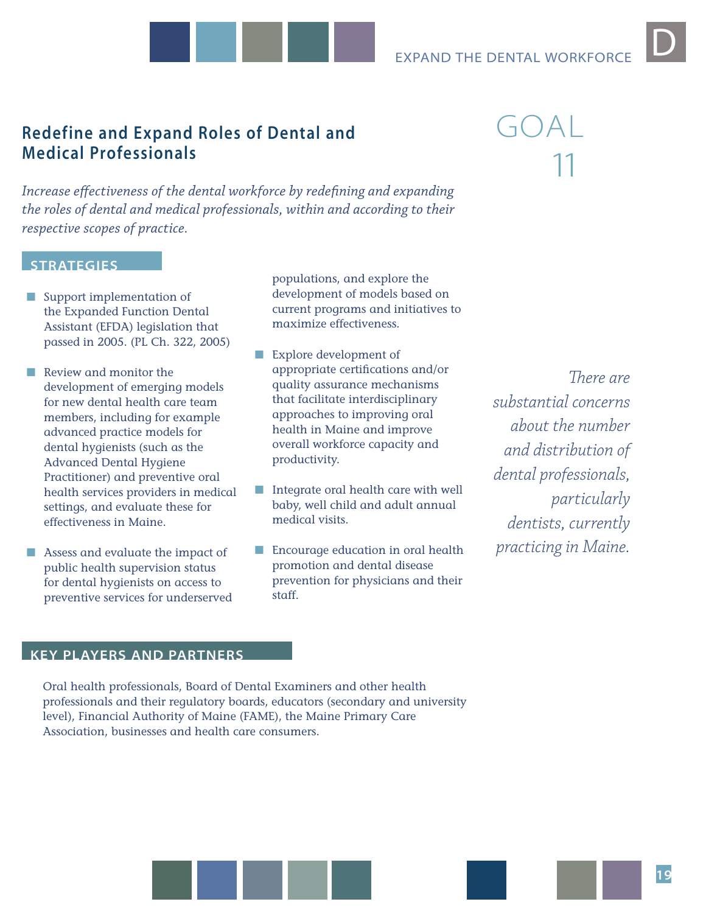## Redefine and Expand Roles of Dental and Medical Professionals

# GOAL 11

*Increase effectiveness of the dental workforce by redefining and expanding the roles of dental and medical professionals, within and according to their respective scopes of practice.*

### STRATEGIES

- Support implementation of the Expanded Function Dental Assistant (EFDA) legislation that passed in 2005. (PL Ch. 322, 2005)
- Review and monitor the development of emerging models for new dental health care team members, including for example advanced practice models for dental hygienists (such as the Advanced Dental Hygiene Practitioner) and preventive oral health services providers in medical settings, and evaluate these for effectiveness in Maine.
- Assess and evaluate the impact of public health supervision status for dental hygienists on access to preventive services for underserved populations, and explore the development of models based on current programs and initiatives to maximize effectiveness.
- Explore development of appropriate certifications and/or quality assurance mechanisms that facilitate interdisciplinary approaches to improving oral health in Maine and improve overall workforce capacity and productivity.
- Integrate oral health care with well baby, well child and adult annual medical visits.
- Encourage education in oral health promotion and dental disease prevention for physicians and their staff.

*There are substantial concerns about the number and distribution of dental professionals, particularly dentists, currently practicing in Maine.*

### KEY PLAYERS AND PARTNERS

Oral health professionals, Board of Dental Examiners and other health professionals and their regulatory boards, educators (secondary and university level), Financial Authority of Maine (FAME), the Maine Primary Care Association, businesses and health care consumers.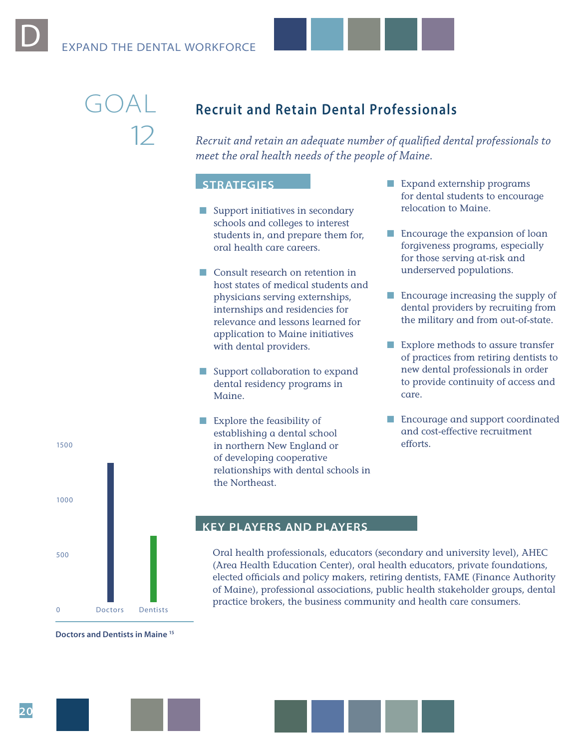# D EXPAND THE DENTAL WORKFORCE

## GOAL 12

## Recruit and Retain Dental Professionals

*Recruit and retain an adequate number of qualified dental professionals to meet the oral health needs of the people of Maine.*

### STRATEGIES

- Support initiatives in secondary schools and colleges to interest students in, and prepare them for, oral health care careers.
- Consult research on retention in host states of medical students and physicians serving externships, internships and residencies for relevance and lessons learned for application to Maine initiatives with dental providers.
- Support collaboration to expand dental residency programs in Maine.
- Explore the feasibility of establishing a dental school in northern New England or of developing cooperative relationships with dental schools in the Northeast.
- Expand externship programs for dental students to encourage relocation to Maine.
- Encourage the expansion of loan forgiveness programs, especially for those serving at-risk and underserved populations.
- Encourage increasing the supply of dental providers by recruiting from the military and from out-of-state.
- Explore methods to assure transfer of practices from retiring dentists to new dental professionals in order to provide continuity of access and care.
- Encourage and support coordinated and cost-effective recruitment efforts.

### KEY PLAYERS AND PLAYERS

Oral health professionals, educators (secondary and university level), AHEC (Area Health Education Center), oral health educators, private foundations, elected officials and policy makers, retiring dentists, FAME (Finance Authority of Maine), professional associations, public health stakeholder groups, dental practice brokers, the business community and health care consumers.

**Doctors and Dentists in Maine** [15]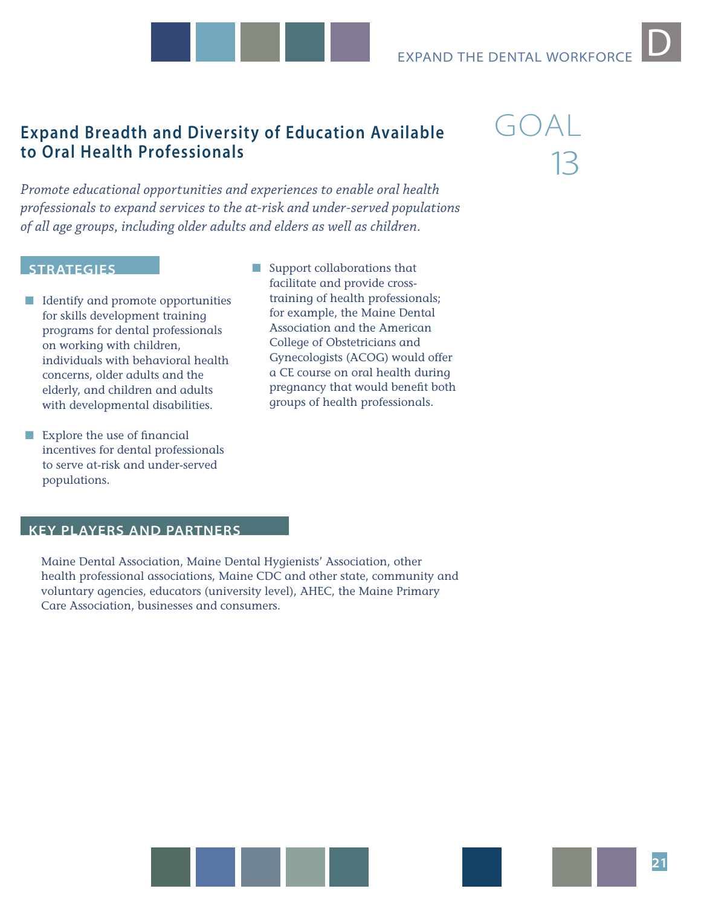# GOAL 13

## Expand Breadth and Diversity of Education Available to Oral Health Professionals

*Promote educational opportunities and experiences to enable oral health professionals to expand services to the at-risk and under-served populations of all age groups, including older adults and elders as well as children.*

### STRATEGIES

- Identify and promote opportunities for skills development training programs for dental professionals on working with children, individuals with behavioral health concerns, older adults and the elderly, and children and adults with developmental disabilities.
- Explore the use of financial incentives for dental professionals to serve at-risk and under-served populations.
- Support collaborations that facilitate and provide cross-training of health professionals; for example, the Maine Dental Association and the American College of Obstetricians and Gynecologists (ACOG) would offer a CE course on oral health during pregnancy that would benefit both groups of health professionals.

### KEY PLAYERS AND PARTNERS

Maine Dental Association, Maine Dental Hygienists' Association, other health professional associations, Maine CDC and other state, community and voluntary agencies, educators (university level), AHEC, the Maine Primary Care Association, businesses and consumers.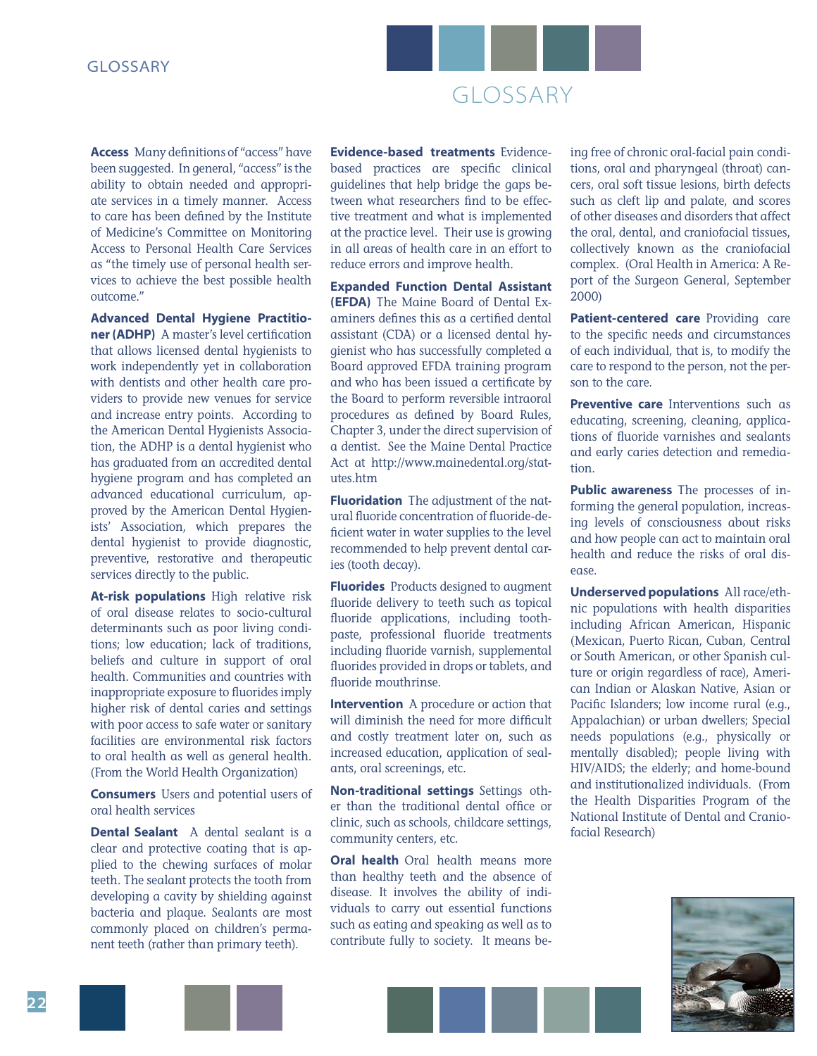# GLOSSARY

**Access** Many definitions of "access" have been suggested. In general, "access" is the ability to obtain needed and appropriate services in a timely manner. Access to care has been defined by the Institute of Medicine's Committee on Monitoring Access to Personal Health Care Services as "the timely use of personal health services to achieve the best possible health outcome."

**Advanced Dental Hygiene Practitioner (ADHP)** A master's level certification that allows licensed dental hygienists to work independently yet in collaboration with dentists and other health care providers to provide new venues for service and increase entry points. According to the American Dental Hygienists Association, the ADHP is a dental hygienist who has graduated from an accredited dental hygiene program and has completed an advanced educational curriculum, approved by the American Dental Hygienists' Association, which prepares the dental hygienist to provide diagnostic, preventive, restorative and therapeutic services directly to the public.

**At-risk populations** High relative risk of oral disease relates to socio-cultural determinants such as poor living conditions; low education; lack of traditions, beliefs and culture in support of oral health. Communities and countries with inappropriate exposure to fluorides imply higher risk of dental caries and settings with poor access to safe water or sanitary facilities are environmental risk factors to oral health as well as general health. (From the World Health Organization)

**Consumers** Users and potential users of oral health services

**Dental Sealant** A dental sealant is a clear and protective coating that is applied to the chewing surfaces of molar teeth. The sealant protects the tooth from developing a cavity by shielding against bacteria and plaque. Sealants are most commonly placed on children's permanent teeth (rather than primary teeth).

**Evidence-based treatments** Evidence-based practices are specific clinical guidelines that help bridge the gaps between what researchers find to be effective treatment and what is implemented at the practice level. Their use is growing in all areas of health care in an effort to reduce errors and improve health.

**Expanded Function Dental Assistant (EFDA)** The Maine Board of Dental Examiners defines this as a certified dental assistant (CDA) or a licensed dental hygienist who has successfully completed a Board approved EFDA training program and who has been issued a certificate by the Board to perform reversible intraoral procedures as defined by Board Rules, Chapter 3, under the direct supervision of a dentist. See the Maine Dental Practice Act at http://www.mainedental.org/statutes.htm

**Fluoridation** The adjustment of the natural fluoride concentration of fluoride-deficient water in water supplies to the level recommended to help prevent dental caries (tooth decay).

**Fluorides** Products designed to augment fluoride delivery to teeth such as topical fluoride applications, including toothpaste, professional fluoride treatments including fluoride varnish, supplemental fluorides provided in drops or tablets, and fluoride mouthrinse.

**Intervention** A procedure or action that will diminish the need for more difficult and costly treatment later on, such as increased education, application of sealants, oral screenings, etc.

**Non-traditional settings** Settings other than the traditional dental office or clinic, such as schools, childcare settings, community centers, etc.

**Oral health** Oral health means more than healthy teeth and the absence of disease. It involves the ability of individuals to carry out essential functions such as eating and speaking as well as to contribute fully to society. It means being free of chronic oral-facial pain conditions, oral and pharyngeal (throat) cancers, oral soft tissue lesions, birth defects such as cleft lip and palate, and scores of other diseases and disorders that affect the oral, dental, and craniofacial tissues, collectively known as the craniofacial complex. (Oral Health in America: A Report of the Surgeon General, September 2000)

**Patient-centered care** Providing care to the specific needs and circumstances of each individual, that is, to modify the care to respond to the person, not the person to the care.

**Preventive care** Interventions such as educating, screening, cleaning, applications of fluoride varnishes and sealants and early caries detection and remediation.

**Public awareness** The processes of informing the general population, increasing levels of consciousness about risks and how people can act to maintain oral health and reduce the risks of oral disease.

**Underserved populations** All race/ethnic populations with health disparities including African American, Hispanic (Mexican, Puerto Rican, Cuban, Central or South American, or other Spanish culture or origin regardless of race), American Indian or Alaskan Native, Asian or Pacific Islanders; low income rural (e.g., Appalachian) or urban dwellers; Special needs populations (e.g., physically or mentally disabled); people living with HIV/AIDS; the elderly; and home-bound and institutionalized individuals. (From the Health Disparities Program of the National Institute of Dental and Craniofacial Research)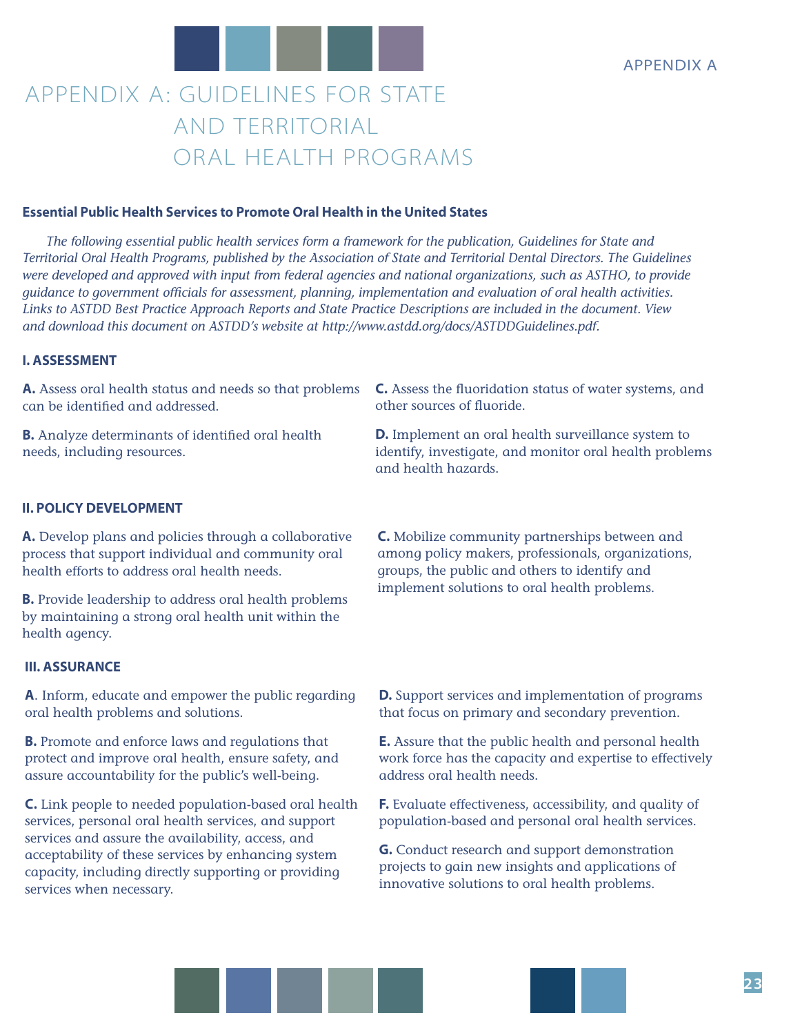# APPENDIX A: GUIDELINES FOR STATE AND TERRITORIAL ORAL HEALTH PROGRAMS

## Essential Public Health Services to Promote Oral Health in the United States

*The following essential public health services form a framework for the publication, Guidelines for State and Territorial Oral Health Programs, published by the Association of State and Territorial Dental Directors. The Guidelines were developed and approved with input from federal agencies and national organizations, such as ASTHO, to provide guidance to government officials for assessment, planning, implementation and evaluation of oral health activities. Links to ASTDD Best Practice Approach Reports and State Practice Descriptions are included in the document. View and download this document on ASTDD's website at http://www.astdd.org/docs/ASTDDGuidelines.pdf.*

### I. ASSESSMENT

**A.** Assess oral health status and needs so that problems can be identified and addressed.

**B.** Analyze determinants of identified oral health needs, including resources.

**C.** Assess the fluoridation status of water systems, and other sources of fluoride.

**D.** Implement an oral health surveillance system to identify, investigate, and monitor oral health problems and health hazards.

### II. POLICY DEVELOPMENT

**A.** Develop plans and policies through a collaborative process that support individual and community oral health efforts to address oral health needs.

**B.** Provide leadership to address oral health problems by maintaining a strong oral health unit within the health agency.

**C.** Mobilize community partnerships between and among policy makers, professionals, organizations, groups, the public and others to identify and implement solutions to oral health problems.

### III. ASSURANCE

**A**. Inform, educate and empower the public regarding oral health problems and solutions.

**B.** Promote and enforce laws and regulations that protect and improve oral health, ensure safety, and assure accountability for the public's well-being.

**C.** Link people to needed population-based oral health services, personal oral health services, and support services and assure the availability, access, and acceptability of these services by enhancing system capacity, including directly supporting or providing services when necessary.

**D.** Support services and implementation of programs that focus on primary and secondary prevention.

**E.** Assure that the public health and personal health work force has the capacity and expertise to effectively address oral health needs.

**F.** Evaluate effectiveness, accessibility, and quality of population-based and personal oral health services.

**G.** Conduct research and support demonstration projects to gain new insights and applications of innovative solutions to oral health problems.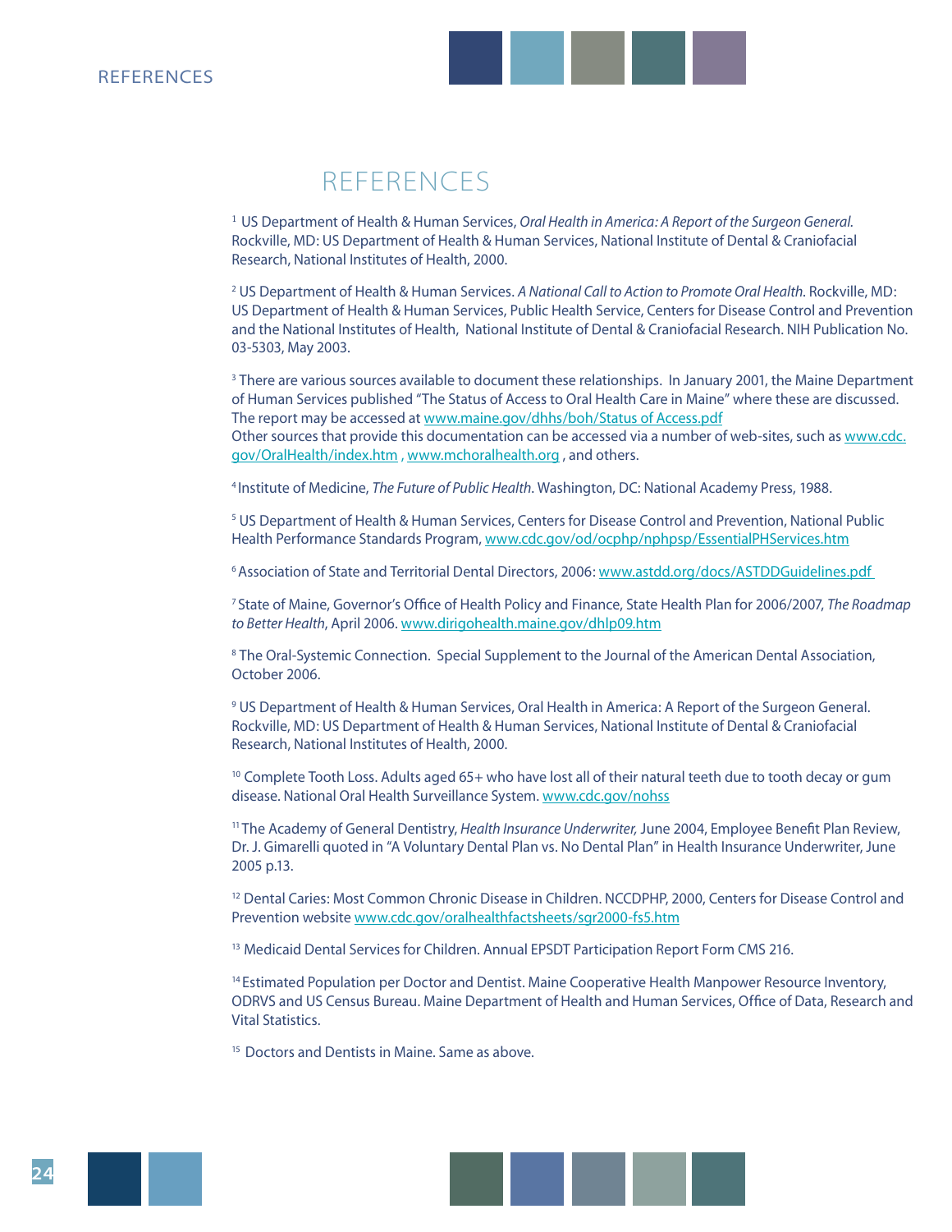# REFERENCES

[1] US Department of Health & Human Services, *Oral Health in America: A Report of the Surgeon General.* Rockville, MD: US Department of Health & Human Services, National Institute of Dental & Craniofacial Research, National Institutes of Health, 2000.

[2] US Department of Health & Human Services. *A National Call to Action to Promote Oral Health.* Rockville, MD: US Department of Health & Human Services, Public Health Service, Centers for Disease Control and Prevention and the National Institutes of Health, National Institute of Dental & Craniofacial Research. NIH Publication No. 03-5303, May 2003.

[3] There are various sources available to document these relationships. In January 2001, the Maine Department of Human Services published "The Status of Access to Oral Health Care in Maine" where these are discussed. The report may be accessed at www.maine.gov/dhhs/boh/Status of Access.pdf
Other sources that provide this documentation can be accessed via a number of web-sites, such as www.cdc.gov/OralHealth/index.htm , www.mchoralhealth.org , and others.

[4] Institute of Medicine, *The Future of Public Health*. Washington, DC: National Academy Press, 1988.

[5] US Department of Health & Human Services, Centers for Disease Control and Prevention, National Public Health Performance Standards Program, www.cdc.gov/od/ocphp/nphpsp/EssentialPHServices.htm

[6] Association of State and Territorial Dental Directors, 2006: www.astdd.org/docs/ASTDDGuidelines.pdf

[7] State of Maine, Governor's Office of Health Policy and Finance, State Health Plan for 2006/2007, *The Roadmap to Better Health*, April 2006. www.dirigohealth.maine.gov/dhlp09.htm

[8] The Oral-Systemic Connection. Special Supplement to the Journal of the American Dental Association, October 2006.

[9] US Department of Health & Human Services, Oral Health in America: A Report of the Surgeon General. Rockville, MD: US Department of Health & Human Services, National Institute of Dental & Craniofacial Research, National Institutes of Health, 2000.

[10] Complete Tooth Loss. Adults aged 65+ who have lost all of their natural teeth due to tooth decay or gum disease. National Oral Health Surveillance System. www.cdc.gov/nohss

[11] The Academy of General Dentistry, *Health Insurance Underwriter,* June 2004, Employee Benefit Plan Review, Dr. J. Gimarelli quoted in "A Voluntary Dental Plan vs. No Dental Plan" in Health Insurance Underwriter, June 2005 p.13.

[12] Dental Caries: Most Common Chronic Disease in Children. NCCDPHP, 2000, Centers for Disease Control and Prevention website www.cdc.gov/oralhealthfactsheets/sgr2000-fs5.htm

[13] Medicaid Dental Services for Children. Annual EPSDT Participation Report Form CMS 216.

[14] Estimated Population per Doctor and Dentist. Maine Cooperative Health Manpower Resource Inventory, ODRVS and US Census Bureau. Maine Department of Health and Human Services, Office of Data, Research and Vital Statistics.

[15] Doctors and Dentists in Maine. Same as above.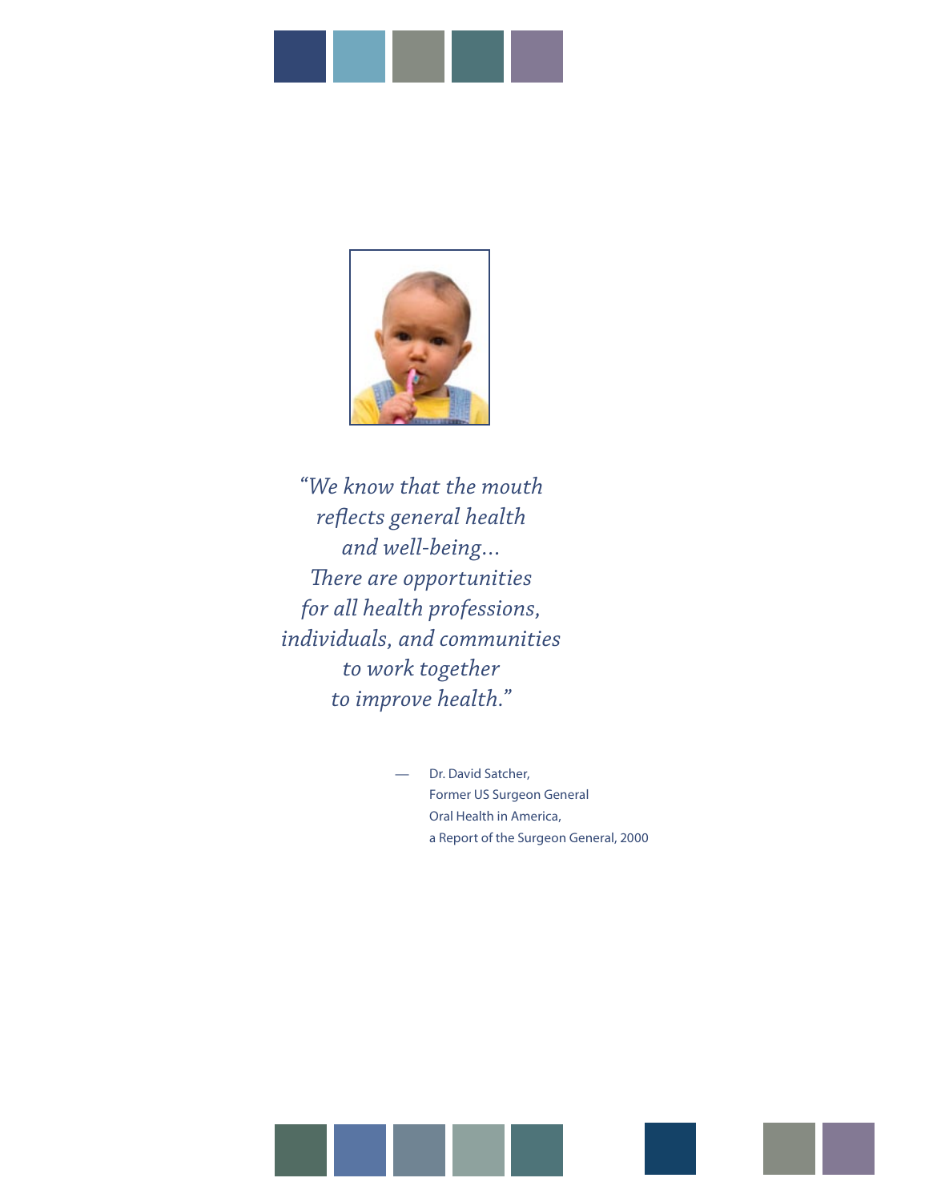*"We know that the mouth reflects general health and well-being… There are opportunities for all health professions, individuals, and communities to work together to improve health."*

— Dr. David Satcher,
Former US Surgeon General
Oral Health in America,
a Report of the Surgeon General, 2000